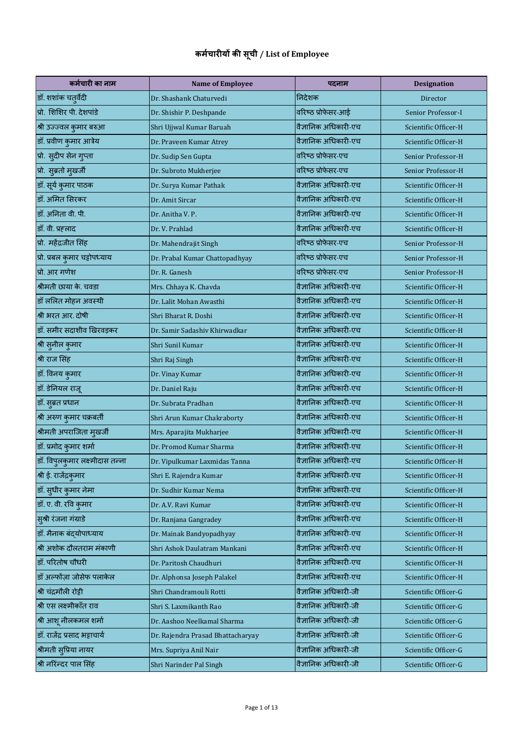# कर्मचारीयों की सूची / List of Employee

| कर्मचारी का नाम | Name of Employee | पदनाम | Designation |
|---|---|---|---|
| डॉ. शशांक चतुर्वेदी | Dr. Shashank Chaturvedi | निदेशक | Director |
| प्रो. शिशिर पी. देशपांडे | Dr. Shishir P. Deshpande | वरिष्ठ प्रोफेसर-आई | Senior Professor-I |
| श्री उज्ज्वल कुमार बरुआ | Shri Ujjwal Kumar Baruah | वैज्ञानिक अधिकारी-एच | Scientific Officer-H |
| डॉ. प्रवीण कुमार आत्रेय | Dr. Praveen Kumar Atrey | वैज्ञानिक अधिकारी-एच | Scientific Officer-H |
| प्रो. सुदीप सेन गुप्ता | Dr. Sudip Sen Gupta | वरिष्ठ प्रोफेसर-एच | Senior Professor-H |
| प्रो. सुब्रतो मुखर्जी | Dr. Subroto Mukherjee | वरिष्ठ प्रोफेसर-एच | Senior Professor-H |
| डॉ. सूर्य कुमार पाठक | Dr. Surya Kumar Pathak | वैज्ञानिक अधिकारी-एच | Scientific Officer-H |
| डॉ. अमित सिरकर | Dr. Amit Sircar | वैज्ञानिक अधिकारी-एच | Scientific Officer-H |
| डॉ. अनिता वी. पी. | Dr. Anitha V. P. | वैज्ञानिक अधिकारी-एच | Scientific Officer-H |
| डॉ. वी. प्रह्लाद | Dr. V. Prahlad | वैज्ञानिक अधिकारी-एच | Scientific Officer-H |
| प्रो. महेंद्रजीत सिंह | Dr. Mahendrajit Singh | वरिष्ठ प्रोफेसर-एच | Senior Professor-H |
| प्रो. प्रबल कुमार चट्टोपध्याय | Dr. Prabal Kumar Chattopadhyay | वरिष्ठ प्रोफेसर-एच | Senior Professor-H |
| प्रो. आर गणेश | Dr. R. Ganesh | वरिष्ठ प्रोफेसर-एच | Senior Professor-H |
| श्रीमती छाया के. चवडा | Mrs. Chhaya K. Chavda | वैज्ञानिक अधिकारी-एच | Scientific Officer-H |
| डॉ ललित मोहन अवस्थी | Dr. Lalit Mohan Awasthi | वैज्ञानिक अधिकारी-एच | Scientific Officer-H |
| श्री भरत आर. दोषी | Shri Bharat R. Doshi | वैज्ञानिक अधिकारी-एच | Scientific Officer-H |
| डॉ. समीर सदाशीव खिरवड़कर | Dr. Samir Sadashiv Khirwadkar | वैज्ञानिक अधिकारी-एच | Scientific Officer-H |
| श्री सुनील कुमार | Shri Sunil Kumar | वैज्ञानिक अधिकारी-एच | Scientific Officer-H |
| श्री राज सिंह | Shri Raj Singh | वैज्ञानिक अधिकारी-एच | Scientific Officer-H |
| डॉ. विनय कुमार | Dr. Vinay Kumar | वैज्ञानिक अधिकारी-एच | Scientific Officer-H |
| डॉ. डेनियल राजू | Dr. Daniel Raju | वैज्ञानिक अधिकारी-एच | Scientific Officer-H |
| डॉ. सुब्रत प्रधान | Dr. Subrata Pradhan | वैज्ञानिक अधिकारी-एच | Scientific Officer-H |
| श्री अरुण कुमार चक्रबर्ती | Shri Arun Kumar Chakraborty | वैज्ञानिक अधिकारी-एच | Scientific Officer-H |
| श्रीमती अपराजिता मुखर्जी | Mrs. Aparajita Mukharjee | वैज्ञानिक अधिकारी-एच | Scientific Officer-H |
| डॉ. प्रमोद कुमार शर्मा | Dr. Promod Kumar Sharma | वैज्ञानिक अधिकारी-एच | Scientific Officer-H |
| डॉ. विपुलकुमार लक्ष्मीदास तन्ना | Dr. Vipulkumar Laxmidas Tanna | वैज्ञानिक अधिकारी-एच | Scientific Officer-H |
| श्री ई. राजेंद्रकुमार | Shri E. Rajendra Kumar | वैज्ञानिक अधिकारी-एच | Scientific Officer-H |
| डॉ. सुधीर कुमार नेमा | Dr. Sudhir Kumar Nema | वैज्ञानिक अधिकारी-एच | Scientific Officer-H |
| डॉ. ए. वी. रवि कुमार | Dr. A.V. Ravi Kumar | वैज्ञानिक अधिकारी-एच | Scientific Officer-H |
| सुश्री रंजना गंग्राडे | Dr. Ranjana Gangradey | वैज्ञानिक अधिकारी-एच | Scientific Officer-H |
| डॉ. मैनाक बंद्योपाध्याय | Dr. Mainak Bandyopadhyay | वैज्ञानिक अधिकारी-एच | Scientific Officer-H |
| श्री अशोक दौलतराम मंकाणी | Shri Ashok Daulatram Mankani | वैज्ञानिक अधिकारी-एच | Scientific Officer-H |
| डॉ. परितोष चौधरी | Dr. Paritosh Chaudhuri | वैज्ञानिक अधिकारी-एच | Scientific Officer-H |
| डॉ अल्फोंज़ा जोसेफ पलाकेल | Dr. Alphonsa Joseph Palakel | वैज्ञानिक अधिकारी-एच | Scientific Officer-H |
| श्री चंद्रमौली रोट्टी | Shri Chandramouli Rotti | वैज्ञानिक अधिकारी-जी | Scientific Officer-G |
| श्री एस लक्ष्मीकाँत राव | Shri S. Laxmikanth Rao | वैज्ञानिक अधिकारी-जी | Scientific Officer-G |
| श्री आशू नीलकमल शर्मा | Dr. Aashoo Neelkamal Sharma | वैज्ञानिक अधिकारी-जी | Scientific Officer-G |
| डॉ. राजेंद्र प्रसाद भट्टाचार्य | Dr. Rajendra Prasad Bhattacharyay | वैज्ञानिक अधिकारी-जी | Scientific Officer-G |
| श्रीमती सुप्रिया नायर | Mrs. Supriya Anil Nair | वैज्ञानिक अधिकारी-जी | Scientific Officer-G |
| श्री नरिंन्दर पाल सिंह | Shri Narinder Pal Singh | वैज्ञानिक अधिकारी-जी | Scientific Officer-G |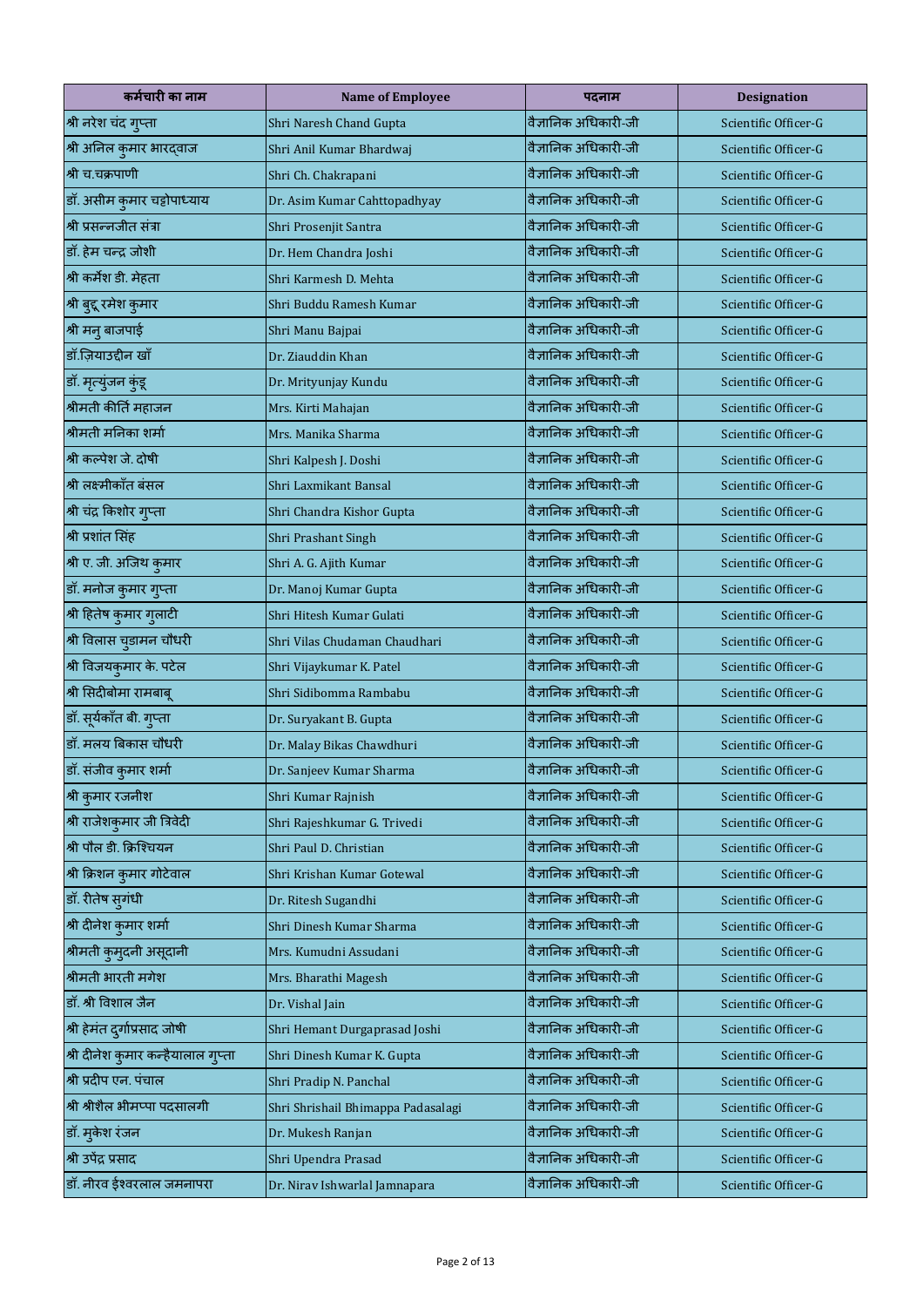| कर्मचारी का नाम | Name of Employee | पदनाम | Designation |
|---|---|---|---|
| श्री नरेश चंद गुप्ता | Shri Naresh Chand Gupta | वैज्ञानिक अधिकारी-जी | Scientific Officer-G |
| श्री अनिल कुमार भारद्वाज | Shri Anil Kumar Bhardwaj | वैज्ञानिक अधिकारी-जी | Scientific Officer-G |
| श्री च.चक्रपाणी | Shri Ch. Chakrapani | वैज्ञानिक अधिकारी-जी | Scientific Officer-G |
| डॉ. असीम कुमार चट्टोपाध्याय | Dr. Asim Kumar Cahttopadhyay | वैज्ञानिक अधिकारी-जी | Scientific Officer-G |
| श्री प्रसन्नजीत संत्रा | Shri Prosenjit Santra | वैज्ञानिक अधिकारी-जी | Scientific Officer-G |
| डॉ. हेम चन्द्र जोशी | Dr. Hem Chandra Joshi | वैज्ञानिक अधिकारी-जी | Scientific Officer-G |
| श्री कर्मेश डी. मेहता | Shri Karmesh D. Mehta | वैज्ञानिक अधिकारी-जी | Scientific Officer-G |
| श्री बुद्दू रमेश कुमार | Shri Buddu Ramesh Kumar | वैज्ञानिक अधिकारी-जी | Scientific Officer-G |
| श्री मनु बाजपाई | Shri Manu Bajpai | वैज्ञानिक अधिकारी-जी | Scientific Officer-G |
| डॉ.ज़ियाउद्दीन खाँ | Dr. Ziauddin Khan | वैज्ञानिक अधिकारी-जी | Scientific Officer-G |
| डॉ. मृत्युंजन कुंडू | Dr. Mrityunjay Kundu | वैज्ञानिक अधिकारी-जी | Scientific Officer-G |
| श्रीमती कीर्ति महाजन | Mrs. Kirti Mahajan | वैज्ञानिक अधिकारी-जी | Scientific Officer-G |
| श्रीमती मनिका शर्मा | Mrs. Manika Sharma | वैज्ञानिक अधिकारी-जी | Scientific Officer-G |
| श्री कल्पेश जे. दोषी | Shri Kalpesh J. Doshi | वैज्ञानिक अधिकारी-जी | Scientific Officer-G |
| श्री लक्ष्मीकाँत बंसल | Shri Laxmikant Bansal | वैज्ञानिक अधिकारी-जी | Scientific Officer-G |
| श्री चंद्र किशोर गुप्ता | Shri Chandra Kishor Gupta | वैज्ञानिक अधिकारी-जी | Scientific Officer-G |
| श्री प्रशांत सिंह | Shri Prashant Singh | वैज्ञानिक अधिकारी-जी | Scientific Officer-G |
| श्री ए. जी. अजिथ कुमार | Shri A. G. Ajith Kumar | वैज्ञानिक अधिकारी-जी | Scientific Officer-G |
| डॉ. मनोज कुमार गुप्ता | Dr. Manoj Kumar Gupta | वैज्ञानिक अधिकारी-जी | Scientific Officer-G |
| श्री हितेष कुमार गुलाटी | Shri Hitesh Kumar Gulati | वैज्ञानिक अधिकारी-जी | Scientific Officer-G |
| श्री विलास चुडामन चौधरी | Shri Vilas Chudaman Chaudhari | वैज्ञानिक अधिकारी-जी | Scientific Officer-G |
| श्री विजयकुमार के. पटेल | Shri Vijaykumar K. Patel | वैज्ञानिक अधिकारी-जी | Scientific Officer-G |
| श्री सिदीबोमा रामबाबू | Shri Sidibomma Rambabu | वैज्ञानिक अधिकारी-जी | Scientific Officer-G |
| डॉ. सूर्यकाँत बी. गुप्ता | Dr. Suryakant B. Gupta | वैज्ञानिक अधिकारी-जी | Scientific Officer-G |
| डॉ. मलय बिकास चौधरी | Dr. Malay Bikas Chawdhuri | वैज्ञानिक अधिकारी-जी | Scientific Officer-G |
| डॉ. संजीव कुमार शर्मा | Dr. Sanjeev Kumar Sharma | वैज्ञानिक अधिकारी-जी | Scientific Officer-G |
| श्री कुमार रजनीश | Shri Kumar Rajnish | वैज्ञानिक अधिकारी-जी | Scientific Officer-G |
| श्री राजेशकुमार जी त्रिवेदी | Shri Rajeshkumar G. Trivedi | वैज्ञानिक अधिकारी-जी | Scientific Officer-G |
| श्री पौल डी. क्रिश्चियन | Shri Paul D. Christian | वैज्ञानिक अधिकारी-जी | Scientific Officer-G |
| श्री क्रिशन कुमार गोटेवाल | Shri Krishan Kumar Gotewal | वैज्ञानिक अधिकारी-जी | Scientific Officer-G |
| डॉ. रीतेष सुगंधी | Dr. Ritesh Sugandhi | वैज्ञानिक अधिकारी-जी | Scientific Officer-G |
| श्री दीनेश कुमार शर्मा | Shri Dinesh Kumar Sharma | वैज्ञानिक अधिकारी-जी | Scientific Officer-G |
| श्रीमती कुमुदनी असूदानी | Mrs. Kumudni Assudani | वैज्ञानिक अधिकारी-जी | Scientific Officer-G |
| श्रीमती भारती मगेश | Mrs. Bharathi Magesh | वैज्ञानिक अधिकारी-जी | Scientific Officer-G |
| डॉ. श्री विशाल जैन | Dr. Vishal Jain | वैज्ञानिक अधिकारी-जी | Scientific Officer-G |
| श्री हेमंत दुर्गाप्रसाद जोषी | Shri Hemant Durgaprasad Joshi | वैज्ञानिक अधिकारी-जी | Scientific Officer-G |
| श्री दीनेश कुमार कन्हैयालाल गुप्ता | Shri Dinesh Kumar K. Gupta | वैज्ञानिक अधिकारी-जी | Scientific Officer-G |
| श्री प्रदीप एन. पंचाल | Shri Pradip N. Panchal | वैज्ञानिक अधिकारी-जी | Scientific Officer-G |
| श्री श्रीशैल भीमप्पा पदसालगी | Shri Shrishail Bhimappa Padasalagi | वैज्ञानिक अधिकारी-जी | Scientific Officer-G |
| डॉ. मुकेश रंजन | Dr. Mukesh Ranjan | वैज्ञानिक अधिकारी-जी | Scientific Officer-G |
| श्री उपेंद्र प्रसाद | Shri Upendra Prasad | वैज्ञानिक अधिकारी-जी | Scientific Officer-G |
| डॉ. नीरव ईश्वरलाल जमनापरा | Dr. Nirav Ishwarlal Jamnapara | वैज्ञानिक अधिकारी-जी | Scientific Officer-G |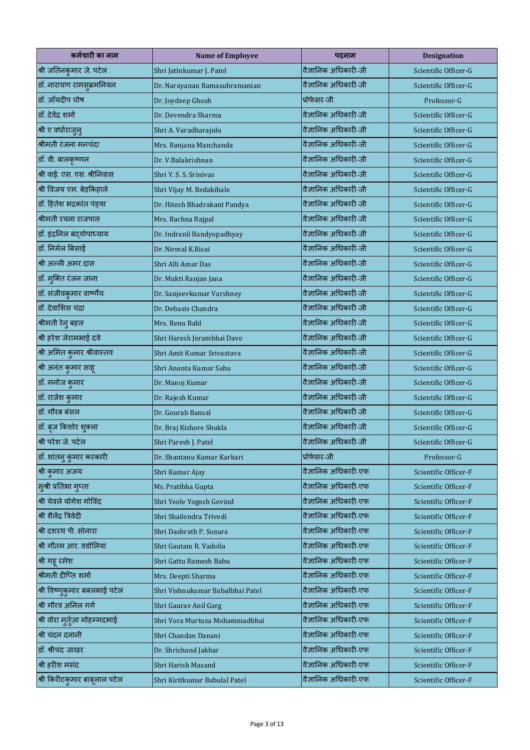| कर्मचारी का नाम | Name of Employee | पदनाम | Designation |
|---|---|---|---|
| श्री जतिनकुमार जे. पटेल | Shri Jatinkumar J. Patel | वैज्ञानिक अधिकारी-जी | Scientific Officer-G |
| डॉ. नारायण रामसुब्रमनियन | Dr. Narayanan Ramasubramanian | वैज्ञानिक अधिकारी-जी | Scientific Officer-G |
| डॉ. जॉयदीप घोष | Dr. Joydeep Ghosh | प्रोफेसर-जी | Professor-G |
| डॉ. देवेंद्र शर्मा | Dr. Devendra Sharma | वैज्ञानिक अधिकारी-जी | Scientific Officer-G |
| श्री ए वर्धाराजुलु | Shri A. Varadharajulu | वैज्ञानिक अधिकारी-जी | Scientific Officer-G |
| श्रीमती रंजना मनचंदा | Mrs. Ranjana Manchanda | वैज्ञानिक अधिकारी-जी | Scientific Officer-G |
| डॉ. वी. बालकृष्णन | Dr. V.Balakrishnan | वैज्ञानिक अधिकारी-जी | Scientific Officer-G |
| श्री वाई. एस. एस. श्रीनिवास | Shri Y. S. S. Srinivas | वैज्ञानिक अधिकारी-जी | Scientific Officer-G |
| श्री विजय एम. बेड़किहाले | Shri Vijay M. Bedakihale | वैज्ञानिक अधिकारी-जी | Scientific Officer-G |
| डॉ. हितेश भद्रकांत पंड्या | Dr. Hitesh Bhadrakant Pandya | वैज्ञानिक अधिकारी-जी | Scientific Officer-G |
| श्रीमती रचना राजपाल | Mrs. Rachna Rajpal | वैज्ञानिक अधिकारी-जी | Scientific Officer-G |
| डॉ. इंद्रनिल बंद्योपाध्याय | Dr. Indranil Bandyopadhyay | वैज्ञानिक अधिकारी-जी | Scientific Officer-G |
| डॉ. निर्मल बिसाई | Dr. Nirmal K.Bisai | वैज्ञानिक अधिकारी-जी | Scientific Officer-G |
| श्री अल्ली अमर दास | Shri Alli Amar Das | वैज्ञानिक अधिकारी-जी | Scientific Officer-G |
| डॉ. मुक्ति रंजन जाना | Dr. Mukti Ranjan Jana | वैज्ञानिक अधिकारी-जी | Scientific Officer-G |
| डॉ. संजीवकुमार वार्ष्णेय | Dr. Sanjeevkumar Varshney | वैज्ञानिक अधिकारी-जी | Scientific Officer-G |
| डॉ. देवाशिस चंद्रा | Dr. Debasis Chandra | वैज्ञानिक अधिकारी-जी | Scientific Officer-G |
| श्रीमती रेनु बहल | Mrs. Renu Bahl | वैज्ञानिक अधिकारी-जी | Scientific Officer-G |
| श्री हरेश जेरामभाई दवे | Shri Haresh Jerambhai Dave | वैज्ञानिक अधिकारी-जी | Scientific Officer-G |
| श्री अमित कुमार श्रीवास्तव | Shri Amit Kumar Srivastava | वैज्ञानिक अधिकारी-जी | Scientific Officer-G |
| श्री अनंत कुमार साहू | Shri Ananta Kumar Sahu | वैज्ञानिक अधिकारी-जी | Scientific Officer-G |
| डॉ. मनोज कुमार | Dr. Manoj Kumar | वैज्ञानिक अधिकारी-जी | Scientific Officer-G |
| डॉ. राजेश कुमार | Dr. Rajesh Kumar | वैज्ञानिक अधिकारी-जी | Scientific Officer-G |
| डॉ. गौरब बंसल | Dr. Gourab Bansal | वैज्ञानिक अधिकारी-जी | Scientific Officer-G |
| डॉ. बृज किशोर शुक्ला | Dr. Braj Kishore Shukla | वैज्ञानिक अधिकारी-जी | Scientific Officer-G |
| श्री परेश जे. पटेल | Shri Paresh J. Patel | वैज्ञानिक अधिकारी-जी | Scientific Officer-G |
| डॉ. शांतनु कुमार करकारी | Dr. Shantanu Kumar Karkari | प्रोफेसर-जी | Professor-G |
| श्री कुमार अजय | Shri Kumar Ajay | वैज्ञानिक अधिकारी-एफ | Scientific Officer-F |
| सुश्री प्रतिभा गुप्ता | Ms. Pratibha Gupta | वैज्ञानिक अधिकारी-एफ | Scientific Officer-F |
| श्री येवले योगेश गोविंद | Shri Yeole Yogesh Govind | वैज्ञानिक अधिकारी-एफ | Scientific Officer-F |
| श्री शैलेंद्र त्रिवेदी | Shri Shailendra Trivedi | वैज्ञानिक अधिकारी-एफ | Scientific Officer-F |
| श्री दशरथ पी. सोनारा | Shri Dashrath P. Sonara | वैज्ञानिक अधिकारी-एफ | Scientific Officer-F |
| श्री गौतम आर. वडोलिया | Shri Gautam R. Vadolia | वैज्ञानिक अधिकारी-एफ | Scientific Officer-F |
| श्री गट्टू रमेश | Shri Gattu Ramesh Babu | वैज्ञानिक अधिकारी-एफ | Scientific Officer-F |
| श्रीमती दीप्ति शर्मा | Mrs. Deepti Sharma | वैज्ञानिक अधिकारी-एफ | Scientific Officer-F |
| श्री विष्णुकुमार बबलभाई पटेल | Shri Vishnukumar Babalbhai Patel | वैज्ञानिक अधिकारी-एफ | Scientific Officer-F |
| श्री गौरव अनिल गर्ग | Shri Gaurav Anil Garg | वैज्ञानिक अधिकारी-एफ | Scientific Officer-F |
| श्री वोरा मुर्तुज़ा मोहम्मदभाई | Shri Vora Murtuza Mohammadbhai | वैज्ञानिक अधिकारी-एफ | Scientific Officer-F |
| श्री चंदन दनानी | Shri Chandan Danani | वैज्ञानिक अधिकारी-एफ | Scientific Officer-F |
| डॉ. श्रीचंद जाखर | Dr. Shrichand Jakhar | वैज्ञानिक अधिकारी-एफ | Scientific Officer-F |
| श्री हरीश मसंद | Shri Harish Masand | वैज्ञानिक अधिकारी-एफ | Scientific Officer-F |
| श्री किरीटकुमार बाबूलाल पटेल | Shri Kiritkumar Babulal Patel | वैज्ञानिक अधिकारी-एफ | Scientific Officer-F |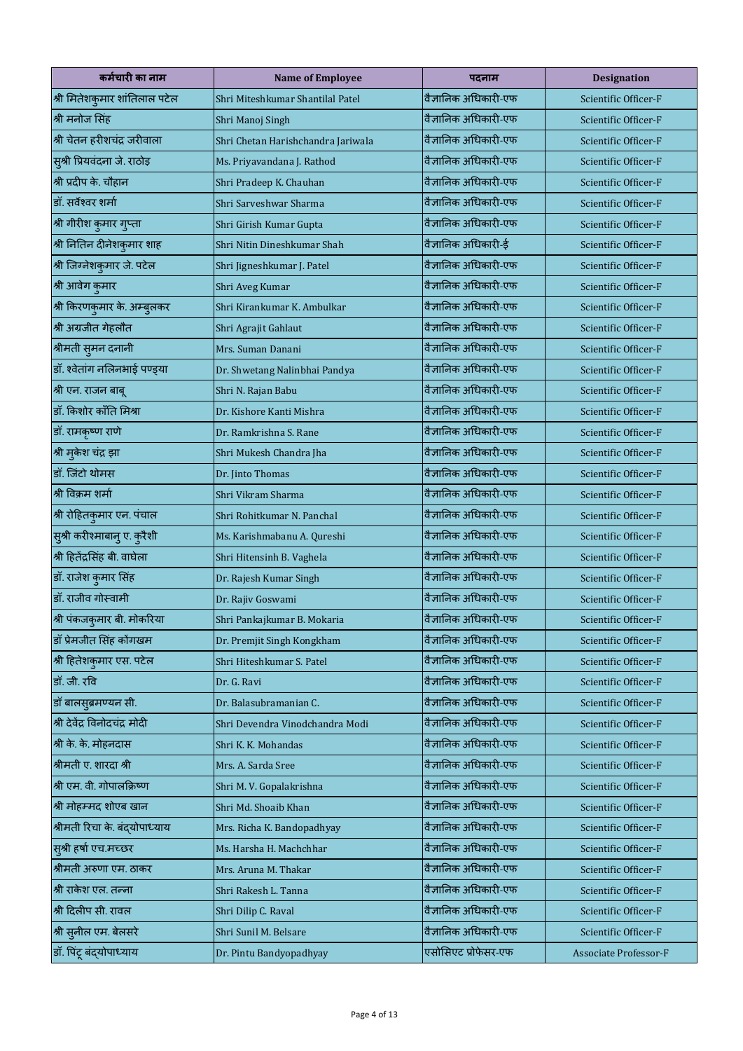| कर्मचारी का नाम | Name of Employee | पदनाम | Designation |
|---|---|---|---|
| श्री मितेशकुमार शांतिलाल पटेल | Shri Miteshkumar Shantilal Patel | वैज्ञानिक अधिकारी-एफ | Scientific Officer-F |
| श्री मनोज सिंह | Shri Manoj Singh | वैज्ञानिक अधिकारी-एफ | Scientific Officer-F |
| श्री चेतन हरीशचंद्र जरीवाला | Shri Chetan Harishchandra Jariwala | वैज्ञानिक अधिकारी-एफ | Scientific Officer-F |
| सुश्री प्रियवंदना जे. राठोड़ | Ms. Priyavandana J. Rathod | वैज्ञानिक अधिकारी-एफ | Scientific Officer-F |
| श्री प्रदीप के. चौहान | Shri Pradeep K. Chauhan | वैज्ञानिक अधिकारी-एफ | Scientific Officer-F |
| डॉ. सर्वेश्वर शर्मा | Shri Sarveshwar Sharma | वैज्ञानिक अधिकारी-एफ | Scientific Officer-F |
| श्री गीरीश कुमार गुप्ता | Shri Girish Kumar Gupta | वैज्ञानिक अधिकारी-एफ | Scientific Officer-F |
| श्री नितिन दीनेशकुमार शाह | Shri Nitin Dineshkumar Shah | वैज्ञानिक अधिकारी-ई | Scientific Officer-F |
| श्री जिग्नेशकुमार जे. पटेल | Shri Jigneshkumar J. Patel | वैज्ञानिक अधिकारी-एफ | Scientific Officer-F |
| श्री आवेग कुमार | Shri Aveg Kumar | वैज्ञानिक अधिकारी-एफ | Scientific Officer-F |
| श्री किरणकुमार के. अम्बुलकर | Shri Kirankumar K. Ambulkar | वैज्ञानिक अधिकारी-एफ | Scientific Officer-F |
| श्री अग्रजीत गेहलौत | Shri Agrajit Gahlaut | वैज्ञानिक अधिकारी-एफ | Scientific Officer-F |
| श्रीमती सुमन दनानी | Mrs. Suman Danani | वैज्ञानिक अधिकारी-एफ | Scientific Officer-F |
| डॉ. श्वेतांग नलिनभाई पण्ड्या | Dr. Shwetang Nalinbhai Pandya | वैज्ञानिक अधिकारी-एफ | Scientific Officer-F |
| श्री एन. राजन बाबू | Shri N. Rajan Babu | वैज्ञानिक अधिकारी-एफ | Scientific Officer-F |
| डॉ. किशोर कॉंति मिश्रा | Dr. Kishore Kanti Mishra | वैज्ञानिक अधिकारी-एफ | Scientific Officer-F |
| डॉ. रामकृष्ण राणे | Dr. Ramkrishna S. Rane | वैज्ञानिक अधिकारी-एफ | Scientific Officer-F |
| श्री मुकेश चंद्र झा | Shri Mukesh Chandra Jha | वैज्ञानिक अधिकारी-एफ | Scientific Officer-F |
| डॉ. जिंटो थोमस | Dr. Jinto Thomas | वैज्ञानिक अधिकारी-एफ | Scientific Officer-F |
| श्री विक्रम शर्मा | Shri Vikram Sharma | वैज्ञानिक अधिकारी-एफ | Scientific Officer-F |
| श्री रोहितकुमार एन. पंचाल | Shri Rohitkumar N. Panchal | वैज्ञानिक अधिकारी-एफ | Scientific Officer-F |
| सुश्री करीश्माबानु ए. कुरैशी | Ms. Karishmabanu A. Qureshi | वैज्ञानिक अधिकारी-एफ | Scientific Officer-F |
| श्री हितेंद्रसिंह बी. वाघेला | Shri Hitensinh B. Vaghela | वैज्ञानिक अधिकारी-एफ | Scientific Officer-F |
| डॉ. राजेश कुमार सिंह | Dr. Rajesh Kumar Singh | वैज्ञानिक अधिकारी-एफ | Scientific Officer-F |
| डॉ. राजीव गोस्वामी | Dr. Rajiv Goswami | वैज्ञानिक अधिकारी-एफ | Scientific Officer-F |
| श्री पंकजकुमार बी. मोकरिया | Shri Pankajkumar B. Mokaria | वैज्ञानिक अधिकारी-एफ | Scientific Officer-F |
| डॉ प्रेमजीत सिंह कोंगखम | Dr. Premjit Singh Kongkham | वैज्ञानिक अधिकारी-एफ | Scientific Officer-F |
| श्री हितेशकुमार एस. पटेल | Shri Hiteshkumar S. Patel | वैज्ञानिक अधिकारी-एफ | Scientific Officer-F |
| डॉ. जी. रवि | Dr. G. Ravi | वैज्ञानिक अधिकारी-एफ | Scientific Officer-F |
| डॉ बालसुब्रमण्यन सी. | Dr. Balasubramanian C. | वैज्ञानिक अधिकारी-एफ | Scientific Officer-F |
| श्री देवेंद्र विनोदचंद्र मोदी | Shri Devendra Vinodchandra Modi | वैज्ञानिक अधिकारी-एफ | Scientific Officer-F |
| श्री के. के. मोहनदास | Shri K. K. Mohandas | वैज्ञानिक अधिकारी-एफ | Scientific Officer-F |
| श्रीमती ए. शारदा श्री | Mrs. A. Sarda Sree | वैज्ञानिक अधिकारी-एफ | Scientific Officer-F |
| श्री एम. वी. गोपालक्रिष्ण | Shri M. V. Gopalakrishna | वैज्ञानिक अधिकारी-एफ | Scientific Officer-F |
| श्री मोहम्मद शोएब खान | Shri Md. Shoaib Khan | वैज्ञानिक अधिकारी-एफ | Scientific Officer-F |
| श्रीमती रिचा के. बंद्योपाध्याय | Mrs. Richa K. Bandopadhyay | वैज्ञानिक अधिकारी-एफ | Scientific Officer-F |
| सुश्री हर्षा एच.मच्छर | Ms. Harsha H. Machchhar | वैज्ञानिक अधिकारी-एफ | Scientific Officer-F |
| श्रीमती अरुणा एम. ठाकर | Mrs. Aruna M. Thakar | वैज्ञानिक अधिकारी-एफ | Scientific Officer-F |
| श्री राकेश एल. तन्ना | Shri Rakesh L. Tanna | वैज्ञानिक अधिकारी-एफ | Scientific Officer-F |
| श्री दिलीप सी. रावल | Shri Dilip C. Raval | वैज्ञानिक अधिकारी-एफ | Scientific Officer-F |
| श्री सुनील एम. बेलसरे | Shri Sunil M. Belsare | वैज्ञानिक अधिकारी-एफ | Scientific Officer-F |
| डॉ. पिंटू बंद्योपाध्याय | Dr. Pintu Bandyopadhyay | एसोसिएट प्रोफेसर-एफ | Associate Professor-F |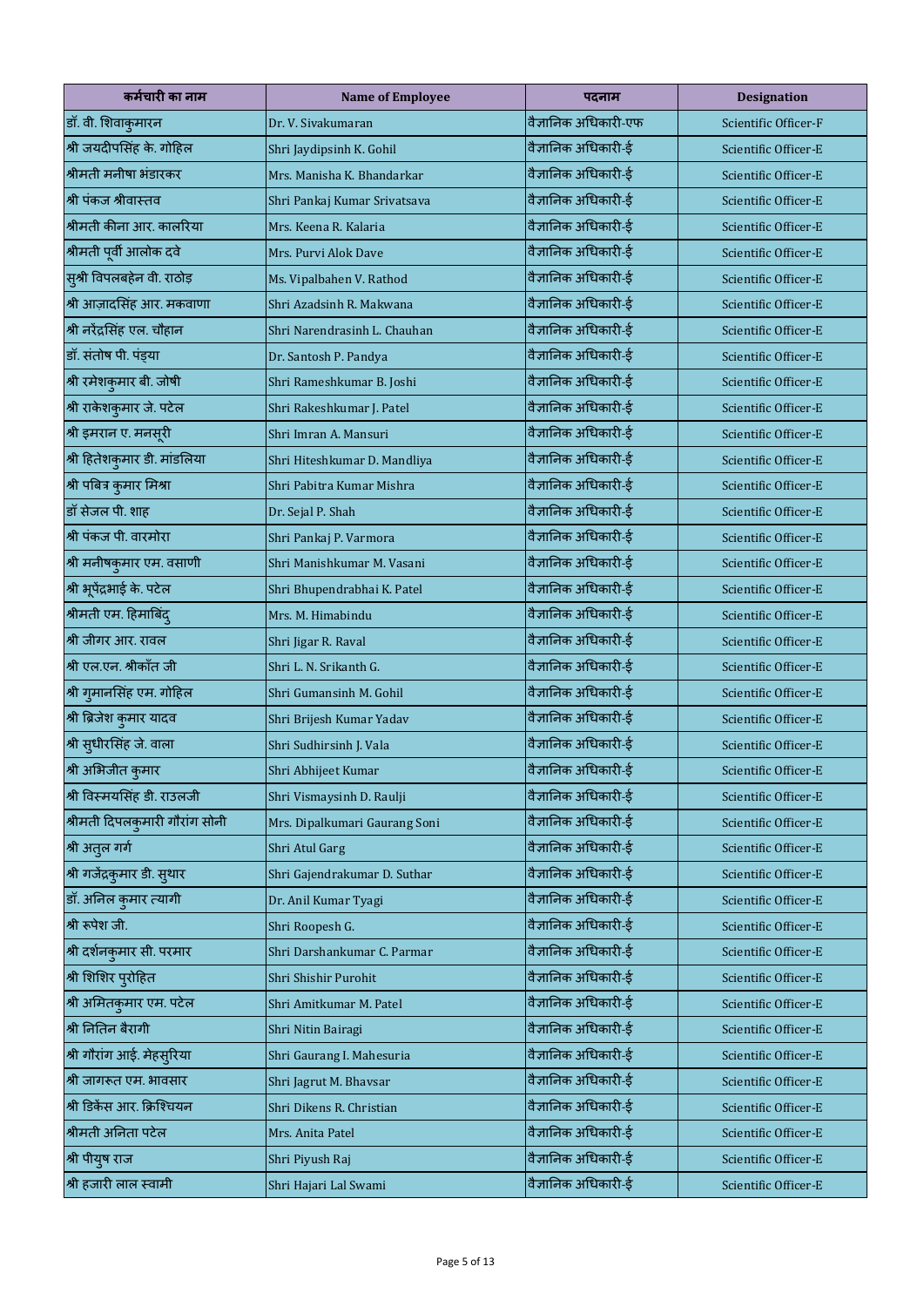| कर्मचारी का नाम | Name of Employee | पदनाम | Designation |
|---|---|---|---|
| डॉ. वी. शिवाकुमारन | Dr. V. Sivakumaran | वैज्ञानिक अधिकारी-एफ | Scientific Officer-F |
| श्री जयदीपसिंह के. गोहिल | Shri Jaydipsinh K. Gohil | वैज्ञानिक अधिकारी-ई | Scientific Officer-E |
| श्रीमती मनीषा भंडारकर | Mrs. Manisha K. Bhandarkar | वैज्ञानिक अधिकारी-ई | Scientific Officer-E |
| श्री पंकज श्रीवास्तव | Shri Pankaj Kumar Srivatsava | वैज्ञानिक अधिकारी-ई | Scientific Officer-E |
| श्रीमती कीना आर. कालरिया | Mrs. Keena R. Kalaria | वैज्ञानिक अधिकारी-ई | Scientific Officer-E |
| श्रीमती पूर्वी आलोक दवे | Mrs. Purvi Alok Dave | वैज्ञानिक अधिकारी-ई | Scientific Officer-E |
| सुश्री विपलबहेन वी. राठोड़ | Ms. Vipalbahen V. Rathod | वैज्ञानिक अधिकारी-ई | Scientific Officer-E |
| श्री आज़ादसिंह आर. मकवाणा | Shri Azadsinh R. Makwana | वैज्ञानिक अधिकारी-ई | Scientific Officer-E |
| श्री नरेंद्रसिंह एल. चौहान | Shri Narendrasinh L. Chauhan | वैज्ञानिक अधिकारी-ई | Scientific Officer-E |
| डॉ. संतोष पी. पंड्या | Dr. Santosh P. Pandya | वैज्ञानिक अधिकारी-ई | Scientific Officer-E |
| श्री रमेशकुमार बी. जोषी | Shri Rameshkumar B. Joshi | वैज्ञानिक अधिकारी-ई | Scientific Officer-E |
| श्री राकेशकुमार जे. पटेल | Shri Rakeshkumar J. Patel | वैज्ञानिक अधिकारी-ई | Scientific Officer-E |
| श्री इमरान ए. मनसूरी | Shri Imran A. Mansuri | वैज्ञानिक अधिकारी-ई | Scientific Officer-E |
| श्री हितेशकुमार डी. मांडलिया | Shri Hiteshkumar D. Mandliya | वैज्ञानिक अधिकारी-ई | Scientific Officer-E |
| श्री पबित्र कुमार मिश्रा | Shri Pabitra Kumar Mishra | वैज्ञानिक अधिकारी-ई | Scientific Officer-E |
| डॉ सेजल पी. शाह | Dr. Sejal P. Shah | वैज्ञानिक अधिकारी-ई | Scientific Officer-E |
| श्री पंकज पी. वारमोरा | Shri Pankaj P. Varmora | वैज्ञानिक अधिकारी-ई | Scientific Officer-E |
| श्री मनीषकुमार एम. वसाणी | Shri Manishkumar M. Vasani | वैज्ञानिक अधिकारी-ई | Scientific Officer-E |
| श्री भूपेंद्रभाई के. पटेल | Shri Bhupendrabhai K. Patel | वैज्ञानिक अधिकारी-ई | Scientific Officer-E |
| श्रीमती एम. हिमाबिंदु | Mrs. M. Himabindu | वैज्ञानिक अधिकारी-ई | Scientific Officer-E |
| श्री जीगर आर. रावल | Shri Jigar R. Raval | वैज्ञानिक अधिकारी-ई | Scientific Officer-E |
| श्री एल.एन. श्रीकाँत जी | Shri L. N. Srikanth G. | वैज्ञानिक अधिकारी-ई | Scientific Officer-E |
| श्री गुमानसिंह एम. गोहिल | Shri Gumansinh M. Gohil | वैज्ञानिक अधिकारी-ई | Scientific Officer-E |
| श्री ब्रिजेश कुमार यादव | Shri Brijesh Kumar Yadav | वैज्ञानिक अधिकारी-ई | Scientific Officer-E |
| श्री सुधीरसिंह जे. वाला | Shri Sudhirsinh J. Vala | वैज्ञानिक अधिकारी-ई | Scientific Officer-E |
| श्री अभिजीत कुमार | Shri Abhijeet Kumar | वैज्ञानिक अधिकारी-ई | Scientific Officer-E |
| श्री विस्मयसिंह डी. राउलजी | Shri Vismaysinh D. Raulji | वैज्ञानिक अधिकारी-ई | Scientific Officer-E |
| श्रीमती दिपलकुमारी गौरांग सोनी | Mrs. Dipalkumari Gaurang Soni | वैज्ञानिक अधिकारी-ई | Scientific Officer-E |
| श्री अतुल गर्ग | Shri Atul Garg | वैज्ञानिक अधिकारी-ई | Scientific Officer-E |
| श्री गजेंद्रकुमार डी. सुथार | Shri Gajendrakumar D. Suthar | वैज्ञानिक अधिकारी-ई | Scientific Officer-E |
| डॉ. अनिल कुमार त्यागी | Dr. Anil Kumar Tyagi | वैज्ञानिक अधिकारी-ई | Scientific Officer-E |
| श्री रूपेश जी. | Shri Roopesh G. | वैज्ञानिक अधिकारी-ई | Scientific Officer-E |
| श्री दर्शनकुमार सी. परमार | Shri Darshankumar C. Parmar | वैज्ञानिक अधिकारी-ई | Scientific Officer-E |
| श्री शिशिर पुरोहित | Shri Shishir Purohit | वैज्ञानिक अधिकारी-ई | Scientific Officer-E |
| श्री अमितकुमार एम. पटेल | Shri Amitkumar M. Patel | वैज्ञानिक अधिकारी-ई | Scientific Officer-E |
| श्री नितिन बैरागी | Shri Nitin Bairagi | वैज्ञानिक अधिकारी-ई | Scientific Officer-E |
| श्री गौरांग आई. मेहसुरिया | Shri Gaurang I. Mahesuria | वैज्ञानिक अधिकारी-ई | Scientific Officer-E |
| श्री जागरूत एम. भावसार | Shri Jagrut M. Bhavsar | वैज्ञानिक अधिकारी-ई | Scientific Officer-E |
| श्री डिकेंस आर. क्रिश्चियन | Shri Dikens R. Christian | वैज्ञानिक अधिकारी-ई | Scientific Officer-E |
| श्रीमती अनिता पटेल | Mrs. Anita Patel | वैज्ञानिक अधिकारी-ई | Scientific Officer-E |
| श्री पीयुष राज | Shri Piyush Raj | वैज्ञानिक अधिकारी-ई | Scientific Officer-E |
| श्री हजारी लाल स्वामी | Shri Hajari Lal Swami | वैज्ञानिक अधिकारी-ई | Scientific Officer-E |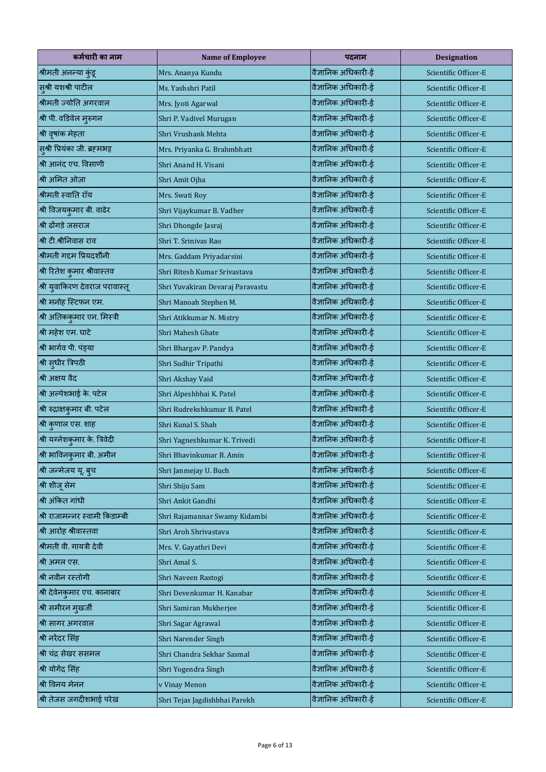| कर्मचारी का नाम | Name of Employee | पदनाम | Designation |
|---|---|---|---|
| श्रीमती अनन्या कुंडू | Mrs. Ananya Kundu | वैज्ञानिक अधिकारी-ई | Scientific Officer-E |
| सुश्री यशश्री पाटील | Ms. Yashshri Patil | वैज्ञानिक अधिकारी-ई | Scientific Officer-E |
| श्रीमती ज्योति अगरवाल | Mrs. Jyoti Agarwal | वैज्ञानिक अधिकारी-ई | Scientific Officer-E |
| श्री पी. वडिवेल मुरुगन | Shri P. Vadivel Murugan | वैज्ञानिक अधिकारी-ई | Scientific Officer-E |
| श्री वृषांक मेहता | Shri Vrushank Mehta | वैज्ञानिक अधिकारी-ई | Scientific Officer-E |
| सुश्री प्रियंका जी. ब्रह्मभट्ट | Mrs. Priyanka G. Brahmbhatt | वैज्ञानिक अधिकारी-ई | Scientific Officer-E |
| श्री आनंद एच. विसाणी | Shri Anand H. Visani | वैज्ञानिक अधिकारी-ई | Scientific Officer-E |
| श्री अमित ओज़ा | Shri Amit Ojha | वैज्ञानिक अधिकारी-ई | Scientific Officer-E |
| श्रीमती स्वाति रॉय | Mrs. Swati Roy | वैज्ञानिक अधिकारी-ई | Scientific Officer-E |
| श्री विजयकुमार बी. वाढेर | Shri Vijaykumar B. Vadher | वैज्ञानिक अधिकारी-ई | Scientific Officer-E |
| श्री ढोंगडे जसराज | Shri Dhongde Jasraj | वैज्ञानिक अधिकारी-ई | Scientific Officer-E |
| श्री टी.श्रीनिवास राव | Shri T. Srinivas Rao | वैज्ञानिक अधिकारी-ई | Scientific Officer-E |
| श्रीमती गद्दम प्रियदर्शीनी | Mrs. Gaddam Priyadarsini | वैज्ञानिक अधिकारी-ई | Scientific Officer-E |
| श्री रितेश कुमार श्रीवास्तव | Shri Ritesh Kumar Srivastava | वैज्ञानिक अधिकारी-ई | Scientific Officer-E |
| श्री युवाकिरण देवराज परावास्तू | Shri Yuvakiran Devaraj Paravastu | वैज्ञानिक अधिकारी-ई | Scientific Officer-E |
| श्री मनोह स्टिफन एम. | Shri Manoah Stephen M. | वैज्ञानिक अधिकारी-ई | Scientific Officer-E |
| श्री अतिककुमार एन. मिस्त्री | Shri Atikkumar N. Mistry | वैज्ञानिक अधिकारी-ई | Scientific Officer-E |
| श्री महेश एम. घाटे | Shri Mahesh Ghate | वैज्ञानिक अधिकारी-ई | Scientific Officer-E |
| श्री भार्गव पी. पंड्या | Shri Bhargav P. Pandya | वैज्ञानिक अधिकारी-ई | Scientific Officer-E |
| श्री सुधीर त्रिपठी | Shri Sudhir Tripathi | वैज्ञानिक अधिकारी-ई | Scientific Officer-E |
| श्री अक्षय वैद | Shri Akshay Vaid | वैज्ञानिक अधिकारी-ई | Scientific Officer-E |
| श्री अल्पेशभाई के. पटेल | Shri Alpeshbhai K. Patel | वैज्ञानिक अधिकारी-ई | Scientific Officer-E |
| श्री रुद्राक्षकुमार बी. पटेल | Shri Rudrekshkumar B. Patel | वैज्ञानिक अधिकारी-ई | Scientific Officer-E |
| श्री कुणाल एस. शाह | Shri Kunal S. Shah | वैज्ञानिक अधिकारी-ई | Scientific Officer-E |
| श्री यग्नेशकुमार के. त्रिवेदी | Shri Yagneshkumar K. Trivedi | वैज्ञानिक अधिकारी-ई | Scientific Officer-E |
| श्री भाविनकुमार बी. अमीन | Shri Bhavinkumar B. Amin | वैज्ञानिक अधिकारी-ई | Scientific Officer-E |
| श्री जन्मेजय यू. बुच | Shri Janmejay U. Buch | वैज्ञानिक अधिकारी-ई | Scientific Officer-E |
| श्री शीजू सेम | Shri Shiju Sam | वैज्ञानिक अधिकारी-ई | Scientific Officer-E |
| श्री अंकित गांधी | Shri Ankit Gandhi | वैज्ञानिक अधिकारी-ई | Scientific Officer-E |
| श्री राजामन्नर स्वामी किडाम्बी | Shri Rajamannar Swamy Kidambi | वैज्ञानिक अधिकारी-ई | Scientific Officer-E |
| श्री आरोह श्रीवास्तवा | Shri Aroh Shrivastava | वैज्ञानिक अधिकारी-ई | Scientific Officer-E |
| श्रीमती वी. गायत्री देवी | Mrs. V. Gayathri Devi | वैज्ञानिक अधिकारी-ई | Scientific Officer-E |
| श्री अमल एस. | Shri Amal S. | वैज्ञानिक अधिकारी-ई | Scientific Officer-E |
| श्री नवीन रस्तोगी | Shri Naveen Rastogi | वैज्ञानिक अधिकारी-ई | Scientific Officer-E |
| श्री देवेनकुमार एच. कानाबार | Shri Devenkumar H. Kanabar | वैज्ञानिक अधिकारी-ई | Scientific Officer-E |
| श्री समीरन मुखर्जी | Shri Samiran Mukherjee | वैज्ञानिक अधिकारी-ई | Scientific Officer-E |
| श्री सागर अगरवाल | Shri Sagar Agrawal | वैज्ञानिक अधिकारी-ई | Scientific Officer-E |
| श्री नरेंदर सिंह | Shri Narender Singh | वैज्ञानिक अधिकारी-ई | Scientific Officer-E |
| श्री चंद्र सेखर ससमल | Shri Chandra Sekhar Sasmal | वैज्ञानिक अधिकारी-ई | Scientific Officer-E |
| श्री योगेंद्र सिंह | Shri Yogendra Singh | वैज्ञानिक अधिकारी-ई | Scientific Officer-E |
| श्री विनय मेनन | v Vinay Menon | वैज्ञानिक अधिकारी-ई | Scientific Officer-E |
| श्री तेजस जगदीशभाई परेख | Shri Tejas Jagdishbhai Parekh | वैज्ञानिक अधिकारी-ई | Scientific Officer-E |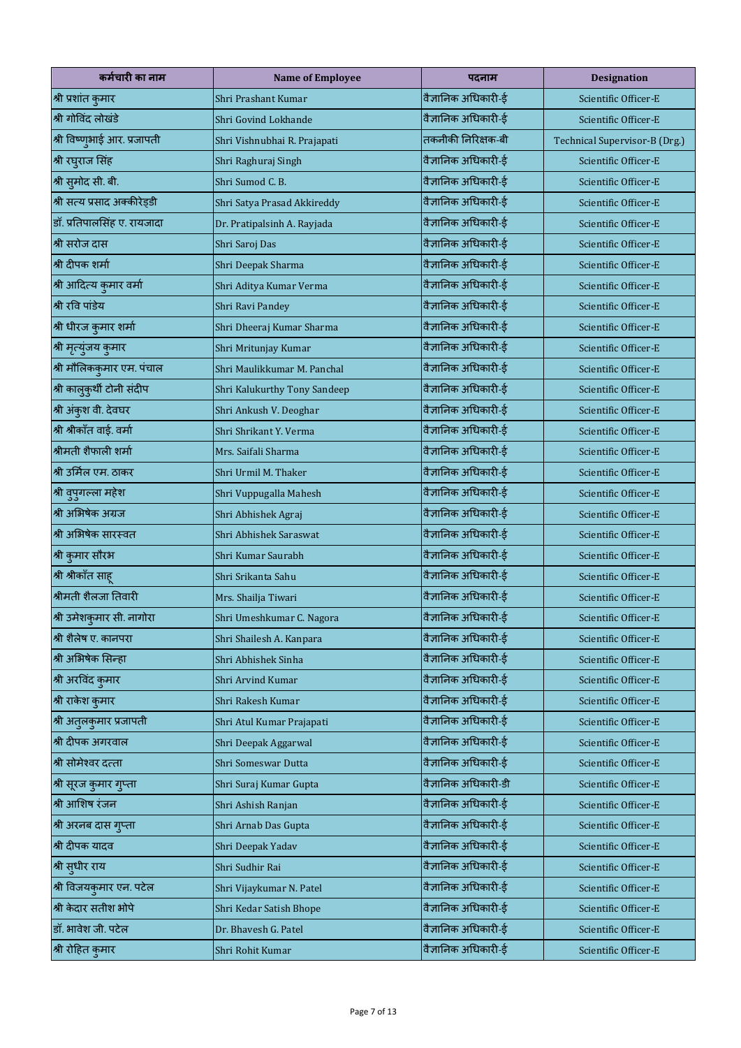| कर्मचारी का नाम | Name of Employee | पदनाम | Designation |
|---|---|---|---|
| श्री प्रशांत कुमार | Shri Prashant Kumar | वैज्ञानिक अधिकारी-ई | Scientific Officer-E |
| श्री गोविंद लोखंडे | Shri Govind Lokhande | वैज्ञानिक अधिकारी-ई | Scientific Officer-E |
| श्री विष्णुभाई आर. प्रजापती | Shri Vishnubhai R. Prajapati | तकनीकी निरिक्षक-बी | Technical Supervisor-B (Drg.) |
| श्री रघुराज सिंह | Shri Raghuraj Singh | वैज्ञानिक अधिकारी-ई | Scientific Officer-E |
| श्री सुमोद सी. बी. | Shri Sumod C. B. | वैज्ञानिक अधिकारी-ई | Scientific Officer-E |
| श्री सत्य प्रसाद अक्कीरेड्डी | Shri Satya Prasad Akkireddy | वैज्ञानिक अधिकारी-ई | Scientific Officer-E |
| डॉ. प्रतिपालसिंह ए. रायजादा | Dr. Pratipalsinh A. Rayjada | वैज्ञानिक अधिकारी-ई | Scientific Officer-E |
| श्री सरोज दास | Shri Saroj Das | वैज्ञानिक अधिकारी-ई | Scientific Officer-E |
| श्री दीपक शर्मा | Shri Deepak Sharma | वैज्ञानिक अधिकारी-ई | Scientific Officer-E |
| श्री आदित्य कुमार वर्मा | Shri Aditya Kumar Verma | वैज्ञानिक अधिकारी-ई | Scientific Officer-E |
| श्री रवि पांडेय | Shri Ravi Pandey | वैज्ञानिक अधिकारी-ई | Scientific Officer-E |
| श्री धीरज कुमार शर्मा | Shri Dheeraj Kumar Sharma | वैज्ञानिक अधिकारी-ई | Scientific Officer-E |
| श्री मृत्युंजय कुमार | Shri Mritunjay Kumar | वैज्ञानिक अधिकारी-ई | Scientific Officer-E |
| श्री मौलिककुमार एम. पंचाल | Shri Maulikkumar M. Panchal | वैज्ञानिक अधिकारी-ई | Scientific Officer-E |
| श्री कालुकुर्थी टोनी संदीप | Shri Kalukurthy Tony Sandeep | वैज्ञानिक अधिकारी-ई | Scientific Officer-E |
| श्री अंकुश वी. देवघर | Shri Ankush V. Deoghar | वैज्ञानिक अधिकारी-ई | Scientific Officer-E |
| श्री श्रीकाँत वाई. वर्मा | Shri Shrikant Y. Verma | वैज्ञानिक अधिकारी-ई | Scientific Officer-E |
| श्रीमती शैफाली शर्मा | Mrs. Saifali Sharma | वैज्ञानिक अधिकारी-ई | Scientific Officer-E |
| श्री उर्मिल एम. ठाकर | Shri Urmil M. Thaker | वैज्ञानिक अधिकारी-ई | Scientific Officer-E |
| श्री वुपुगल्ला महेश | Shri Vuppugalla Mahesh | वैज्ञानिक अधिकारी-ई | Scientific Officer-E |
| श्री अभिषेक अग्रज | Shri Abhishek Agraj | वैज्ञानिक अधिकारी-ई | Scientific Officer-E |
| श्री अभिषेक सारस्वत | Shri Abhishek Saraswat | वैज्ञानिक अधिकारी-ई | Scientific Officer-E |
| श्री कुमार सौरभ | Shri Kumar Saurabh | वैज्ञानिक अधिकारी-ई | Scientific Officer-E |
| श्री श्रीकाँत साहू | Shri Srikanta Sahu | वैज्ञानिक अधिकारी-ई | Scientific Officer-E |
| श्रीमती शैलजा तिवारी | Mrs. Shailja Tiwari | वैज्ञानिक अधिकारी-ई | Scientific Officer-E |
| श्री उमेशकुमार सी. नागोरा | Shri Umeshkumar C. Nagora | वैज्ञानिक अधिकारी-ई | Scientific Officer-E |
| श्री शैलेष ए. कानपरा | Shri Shailesh A. Kanpara | वैज्ञानिक अधिकारी-ई | Scientific Officer-E |
| श्री अभिषेक सिन्हा | Shri Abhishek Sinha | वैज्ञानिक अधिकारी-ई | Scientific Officer-E |
| श्री अरविंद कुमार | Shri Arvind Kumar | वैज्ञानिक अधिकारी-ई | Scientific Officer-E |
| श्री राकेश कुमार | Shri Rakesh Kumar | वैज्ञानिक अधिकारी-ई | Scientific Officer-E |
| श्री अतुलकुमार प्रजापती | Shri Atul Kumar Prajapati | वैज्ञानिक अधिकारी-ई | Scientific Officer-E |
| श्री दीपक अगरवाल | Shri Deepak Aggarwal | वैज्ञानिक अधिकारी-ई | Scientific Officer-E |
| श्री सोमेश्वर दत्ता | Shri Someswar Dutta | वैज्ञानिक अधिकारी-ई | Scientific Officer-E |
| श्री सूरज कुमार गुप्ता | Shri Suraj Kumar Gupta | वैज्ञानिक अधिकारी-डी | Scientific Officer-E |
| श्री आशिष रंजन | Shri Ashish Ranjan | वैज्ञानिक अधिकारी-ई | Scientific Officer-E |
| श्री अरनब दास गुप्ता | Shri Arnab Das Gupta | वैज्ञानिक अधिकारी-ई | Scientific Officer-E |
| श्री दीपक यादव | Shri Deepak Yadav | वैज्ञानिक अधिकारी-ई | Scientific Officer-E |
| श्री सुधीर राय | Shri Sudhir Rai | वैज्ञानिक अधिकारी-ई | Scientific Officer-E |
| श्री विजयकुमार एन. पटेल | Shri Vijaykumar N. Patel | वैज्ञानिक अधिकारी-ई | Scientific Officer-E |
| श्री केदार सतीश भोपे | Shri Kedar Satish Bhope | वैज्ञानिक अधिकारी-ई | Scientific Officer-E |
| डॉ. भावेश जी. पटेल | Dr. Bhavesh G. Patel | वैज्ञानिक अधिकारी-ई | Scientific Officer-E |
| श्री रोहित कुमार | Shri Rohit Kumar | वैज्ञानिक अधिकारी-ई | Scientific Officer-E |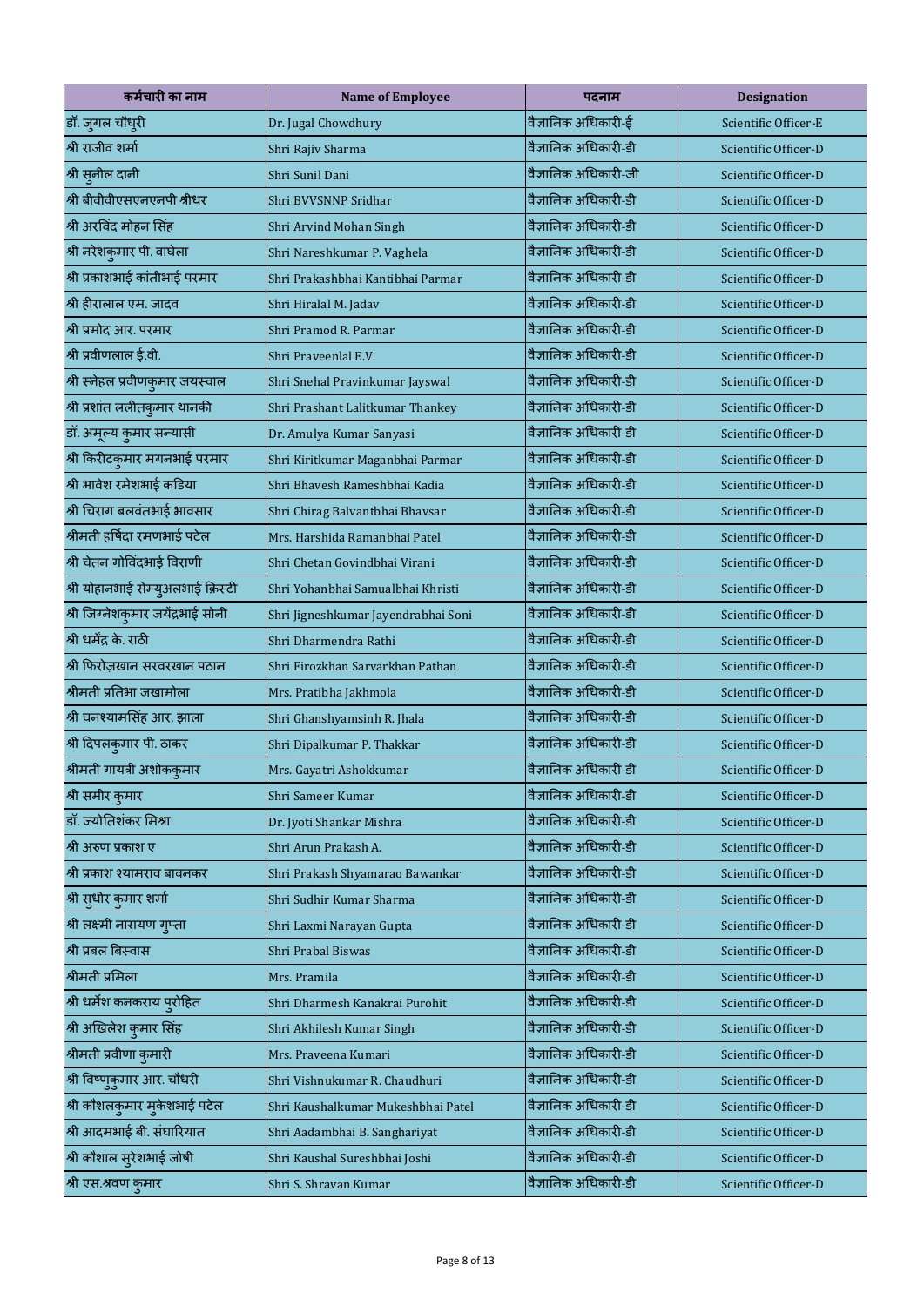| कर्मचारी का नाम | Name of Employee | पदनाम | Designation |
|---|---|---|---|
| डॉ. जुगल चौधुरी | Dr. Jugal Chowdhury | वैज्ञानिक अधिकारी-ई | Scientific Officer-E |
| श्री राजीव शर्मा | Shri Rajiv Sharma | वैज्ञानिक अधिकारी-डी | Scientific Officer-D |
| श्री सुनील दानी | Shri Sunil Dani | वैज्ञानिक अधिकारी-जी | Scientific Officer-D |
| श्री बीवीवीएसएनएनपी श्रीधर | Shri BVVSNNP Sridhar | वैज्ञानिक अधिकारी-डी | Scientific Officer-D |
| श्री अरविंद मोहन सिंह | Shri Arvind Mohan Singh | वैज्ञानिक अधिकारी-डी | Scientific Officer-D |
| श्री नरेशकुमार पी. वाघेला | Shri Nareshkumar P. Vaghela | वैज्ञानिक अधिकारी-डी | Scientific Officer-D |
| श्री प्रकाशभाई कांतीभाई परमार | Shri Prakashbhai Kantibhai Parmar | वैज्ञानिक अधिकारी-डी | Scientific Officer-D |
| श्री हीरालाल एम. जादव | Shri Hiralal M. Jadav | वैज्ञानिक अधिकारी-डी | Scientific Officer-D |
| श्री प्रमोद आर. परमार | Shri Pramod R. Parmar | वैज्ञानिक अधिकारी-डी | Scientific Officer-D |
| श्री प्रवीणलाल ई.वी. | Shri Praveenlal E.V. | वैज्ञानिक अधिकारी-डी | Scientific Officer-D |
| श्री स्नेहल प्रवीणकुमार जयस्वाल | Shri Snehal Pravinkumar Jayswal | वैज्ञानिक अधिकारी-डी | Scientific Officer-D |
| श्री प्रशांत ललीतकुमार थानकी | Shri Prashant Lalitkumar Thankey | वैज्ञानिक अधिकारी-डी | Scientific Officer-D |
| डॉ. अमूल्य कुमार सन्यासी | Dr. Amulya Kumar Sanyasi | वैज्ञानिक अधिकारी-डी | Scientific Officer-D |
| श्री किरीटकुमार मगनभाई परमार | Shri Kiritkumar Maganbhai Parmar | वैज्ञानिक अधिकारी-डी | Scientific Officer-D |
| श्री भावेश रमेशभाई कडिया | Shri Bhavesh Rameshbhai Kadia | वैज्ञानिक अधिकारी-डी | Scientific Officer-D |
| श्री चिराग बलवंतभाई भावसार | Shri Chirag Balvantbhai Bhavsar | वैज्ञानिक अधिकारी-डी | Scientific Officer-D |
| श्रीमती हर्षिदा रमणभाई पटेल | Mrs. Harshida Ramanbhai Patel | वैज्ञानिक अधिकारी-डी | Scientific Officer-D |
| श्री चेतन गोविंदभाई विराणी | Shri Chetan Govindbhai Virani | वैज्ञानिक अधिकारी-डी | Scientific Officer-D |
| श्री योहानभाई सेम्युअलभाई क्रिस्टी | Shri Yohanbhai Samualbhai Khristi | वैज्ञानिक अधिकारी-डी | Scientific Officer-D |
| श्री जिग्नेशकुमार जयेंद्रभाई सोनी | Shri Jigneshkumar Jayendrabhai Soni | वैज्ञानिक अधिकारी-डी | Scientific Officer-D |
| श्री धर्मेंद्र के. राठी | Shri Dharmendra Rathi | वैज्ञानिक अधिकारी-डी | Scientific Officer-D |
| श्री फिरोज़खान सरवरखान पठान | Shri Firozkhan Sarvarkhan Pathan | वैज्ञानिक अधिकारी-डी | Scientific Officer-D |
| श्रीमती प्रतिभा जखामोला | Mrs. Pratibha Jakhmola | वैज्ञानिक अधिकारी-डी | Scientific Officer-D |
| श्री घनश्यामसिंह आर. झाला | Shri Ghanshyamsinh R. Jhala | वैज्ञानिक अधिकारी-डी | Scientific Officer-D |
| श्री दिपलकुमार पी. ठाकर | Shri Dipalkumar P. Thakkar | वैज्ञानिक अधिकारी-डी | Scientific Officer-D |
| श्रीमती गायत्री अशोककुमार | Mrs. Gayatri Ashokkumar | वैज्ञानिक अधिकारी-डी | Scientific Officer-D |
| श्री समीर कुमार | Shri Sameer Kumar | वैज्ञानिक अधिकारी-डी | Scientific Officer-D |
| डॉ. ज्योतिशंकर मिश्रा | Dr. Jyoti Shankar Mishra | वैज्ञानिक अधिकारी-डी | Scientific Officer-D |
| श्री अरुण प्रकाश ए | Shri Arun Prakash A. | वैज्ञानिक अधिकारी-डी | Scientific Officer-D |
| श्री प्रकाश श्यामराव बावनकर | Shri Prakash Shyamarao Bawankar | वैज्ञानिक अधिकारी-डी | Scientific Officer-D |
| श्री सुधीर कुमार शर्मा | Shri Sudhir Kumar Sharma | वैज्ञानिक अधिकारी-डी | Scientific Officer-D |
| श्री लक्ष्मी नारायण गुप्ता | Shri Laxmi Narayan Gupta | वैज्ञानिक अधिकारी-डी | Scientific Officer-D |
| श्री प्रबल बिस्वास | Shri Prabal Biswas | वैज्ञानिक अधिकारी-डी | Scientific Officer-D |
| श्रीमती प्रमिला | Mrs. Pramila | वैज्ञानिक अधिकारी-डी | Scientific Officer-D |
| श्री धर्मेश कनकराय पुरोहित | Shri Dharmesh Kanakrai Purohit | वैज्ञानिक अधिकारी-डी | Scientific Officer-D |
| श्री अखिलेश कुमार सिंह | Shri Akhilesh Kumar Singh | वैज्ञानिक अधिकारी-डी | Scientific Officer-D |
| श्रीमती प्रवीणा कुमारी | Mrs. Praveena Kumari | वैज्ञानिक अधिकारी-डी | Scientific Officer-D |
| श्री विष्णुकुमार आर. चौधरी | Shri Vishnukumar R. Chaudhuri | वैज्ञानिक अधिकारी-डी | Scientific Officer-D |
| श्री कौशलकुमार मुकेशभाई पटेल | Shri Kaushalkumar Mukeshbhai Patel | वैज्ञानिक अधिकारी-डी | Scientific Officer-D |
| श्री आदमभाई बी. संघारियात | Shri Aadambhai B. Sanghariyat | वैज्ञानिक अधिकारी-डी | Scientific Officer-D |
| श्री कौशाल सुरेशभाई जोषी | Shri Kaushal Sureshbhai Joshi | वैज्ञानिक अधिकारी-डी | Scientific Officer-D |
| श्री एस.श्रवण कुमार | Shri S. Shravan Kumar | वैज्ञानिक अधिकारी-डी | Scientific Officer-D |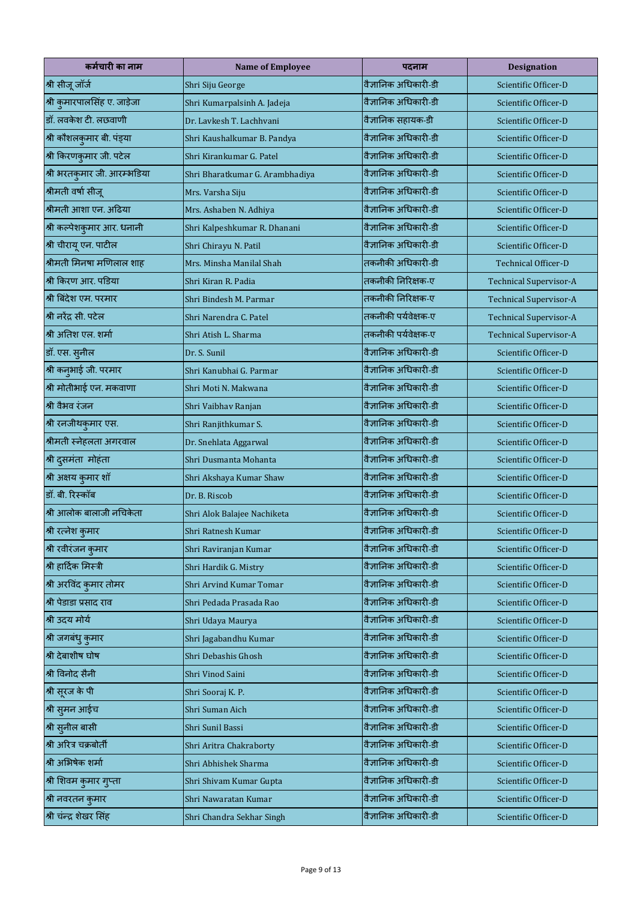| कर्मचारी का नाम | Name of Employee | पदनाम | Designation |
|---|---|---|---|
| श्री सीजू जॉर्ज | Shri Siju George | वैज्ञानिक अधिकारी-डी | Scientific Officer-D |
| श्री कुमारपालसिंह ए. जाड़ेजा | Shri Kumarpalsinh A. Jadeja | वैज्ञानिक अधिकारी-डी | Scientific Officer-D |
| डॉ. लवकेश टी. लछवाणी | Dr. Lavkesh T. Lachhvani | वैज्ञानिक सहायक-डी | Scientific Officer-D |
| श्री कौशलकुमार बी. पंड्या | Shri Kaushalkumar B. Pandya | वैज्ञानिक अधिकारी-डी | Scientific Officer-D |
| श्री किरणकुमार जी. पटेल | Shri Kirankumar G. Patel | वैज्ञानिक अधिकारी-डी | Scientific Officer-D |
| श्री भरतकुमार जी. आरम्भडिया | Shri Bharatkumar G. Arambhadiya | वैज्ञानिक अधिकारी-डी | Scientific Officer-D |
| श्रीमती वर्षा सीजू | Mrs. Varsha Siju | वैज्ञानिक अधिकारी-डी | Scientific Officer-D |
| श्रीमती आशा एन. अढिया | Mrs. Ashaben N. Adhiya | वैज्ञानिक अधिकारी-डी | Scientific Officer-D |
| श्री कल्पेशकुमार आर. धनानी | Shri Kalpeshkumar R. Dhanani | वैज्ञानिक अधिकारी-डी | Scientific Officer-D |
| श्री चीरायू एन. पाटील | Shri Chirayu N. Patil | वैज्ञानिक अधिकारी-डी | Scientific Officer-D |
| श्रीमती मिनषा मणिलाल शाह | Mrs. Minsha Manilal Shah | तकनीकी अधिकारी-डी | Technical Officer-D |
| श्री किरण आर. पडिया | Shri Kiran R. Padia | तकनीकी निरिक्षक-ए | Technical Supervisor-A |
| श्री बिंदेश एम. परमार | Shri Bindesh M. Parmar | तकनीकी निरिक्षक-ए | Technical Supervisor-A |
| श्री नरेंद्र सी. पटेल | Shri Narendra C. Patel | तकनीकी पर्यवेक्षक-ए | Technical Supervisor-A |
| श्री अतिश एल. शर्मा | Shri Atish L. Sharma | तकनीकी पर्यवेक्षक-ए | Technical Supervisor-A |
| डॉ. एस. सुनील | Dr. S. Sunil | वैज्ञानिक अधिकारी-डी | Scientific Officer-D |
| श्री कनुभाई जी. परमार | Shri Kanubhai G. Parmar | वैज्ञानिक अधिकारी-डी | Scientific Officer-D |
| श्री मोतीभाई एन. मकवाणा | Shri Moti N. Makwana | वैज्ञानिक अधिकारी-डी | Scientific Officer-D |
| श्री वैभव रंजन | Shri Vaibhav Ranjan | वैज्ञानिक अधिकारी-डी | Scientific Officer-D |
| श्री रनजीथकुमार एस. | Shri Ranjithkumar S. | वैज्ञानिक अधिकारी-डी | Scientific Officer-D |
| श्रीमती स्नेहलता अगरवाल | Dr. Snehlata Aggarwal | वैज्ञानिक अधिकारी-डी | Scientific Officer-D |
| श्री दुसमंता मोहंता | Shri Dusmanta Mohanta | वैज्ञानिक अधिकारी-डी | Scientific Officer-D |
| श्री अक्षय कुमार शॉ | Shri Akshaya Kumar Shaw | वैज्ञानिक अधिकारी-डी | Scientific Officer-D |
| डॉ. बी. रिस्कॉब | Dr. B. Riscob | वैज्ञानिक अधिकारी-डी | Scientific Officer-D |
| श्री आलोक बालाजी नचिकेता | Shri Alok Balajee Nachiketa | वैज्ञानिक अधिकारी-डी | Scientific Officer-D |
| श्री रत्नेश कुमार | Shri Ratnesh Kumar | वैज्ञानिक अधिकारी-डी | Scientific Officer-D |
| श्री रवीरंजन कुमार | Shri Raviranjan Kumar | वैज्ञानिक अधिकारी-डी | Scientific Officer-D |
| श्री हार्दिक मिस्त्री | Shri Hardik G. Mistry | वैज्ञानिक अधिकारी-डी | Scientific Officer-D |
| श्री अरविंद कुमार तोमर | Shri Arvind Kumar Tomar | वैज्ञानिक अधिकारी-डी | Scientific Officer-D |
| श्री पेडाडा प्रसाद राव | Shri Pedada Prasada Rao | वैज्ञानिक अधिकारी-डी | Scientific Officer-D |
| श्री उदय मोर्य | Shri Udaya Maurya | वैज्ञानिक अधिकारी-डी | Scientific Officer-D |
| श्री जगबंधु कुमार | Shri Jagabandhu Kumar | वैज्ञानिक अधिकारी-डी | Scientific Officer-D |
| श्री देबाशीष घोष | Shri Debashis Ghosh | वैज्ञानिक अधिकारी-डी | Scientific Officer-D |
| श्री विनोद सैनी | Shri Vinod Saini | वैज्ञानिक अधिकारी-डी | Scientific Officer-D |
| श्री सूरज के पी | Shri Sooraj K. P. | वैज्ञानिक अधिकारी-डी | Scientific Officer-D |
| श्री सुमन आईच | Shri Suman Aich | वैज्ञानिक अधिकारी-डी | Scientific Officer-D |
| श्री सुनील बासी | Shri Sunil Bassi | वैज्ञानिक अधिकारी-डी | Scientific Officer-D |
| श्री अरित्र चक्रबोर्ती | Shri Aritra Chakraborty | वैज्ञानिक अधिकारी-डी | Scientific Officer-D |
| श्री अभिषेक शर्मा | Shri Abhishek Sharma | वैज्ञानिक अधिकारी-डी | Scientific Officer-D |
| श्री शिवम कुमार गुप्ता | Shri Shivam Kumar Gupta | वैज्ञानिक अधिकारी-डी | Scientific Officer-D |
| श्री नवरतन कुमार | Shri Nawaratan Kumar | वैज्ञानिक अधिकारी-डी | Scientific Officer-D |
| श्री चंन्द्र शेखर सिंह | Shri Chandra Sekhar Singh | वैज्ञानिक अधिकारी-डी | Scientific Officer-D |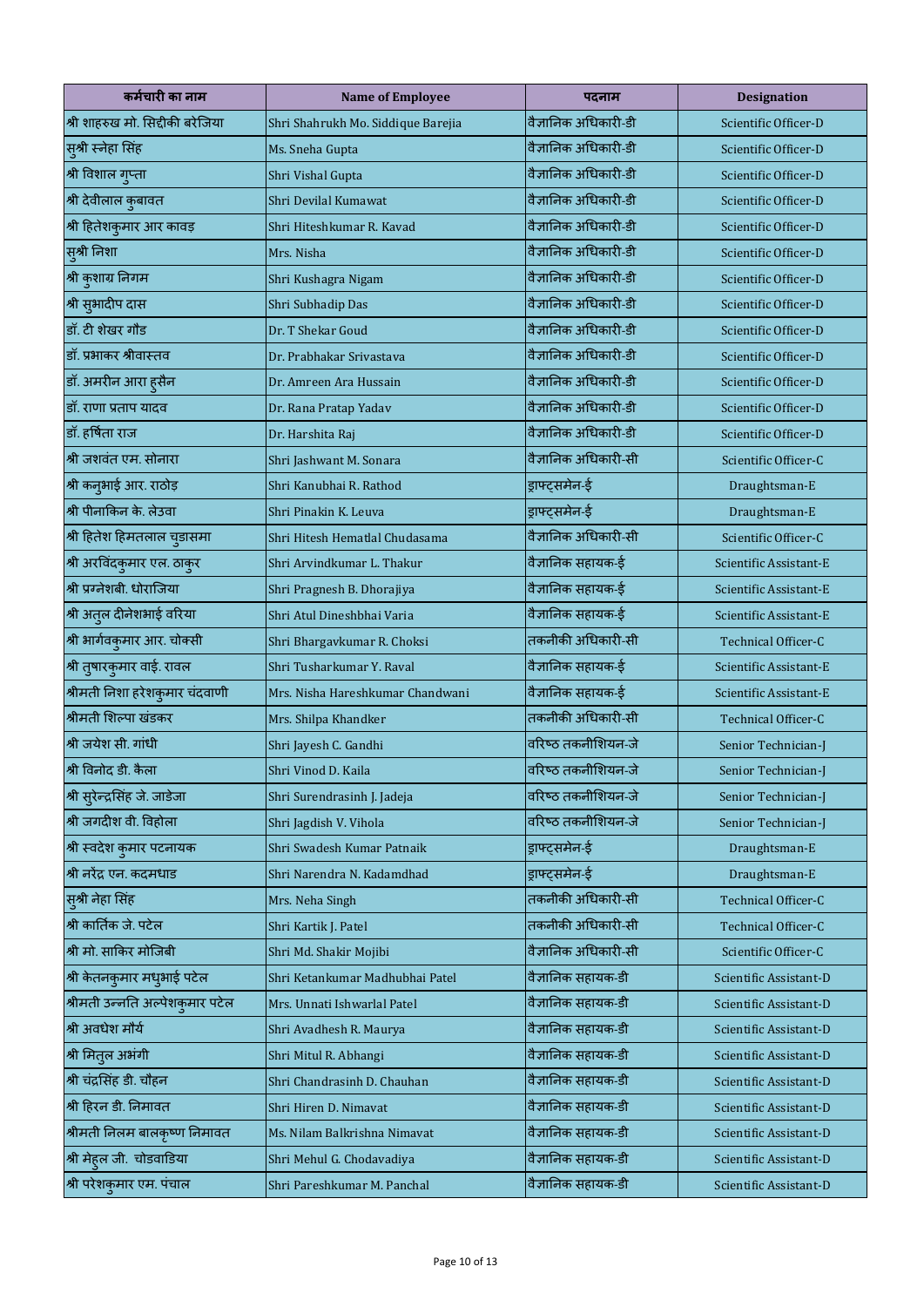| कर्मचारी का नाम | Name of Employee | पदनाम | Designation |
|---|---|---|---|
| श्री शाहरुख मो. सिद्दीकी बरेजिया | Shri Shahrukh Mo. Siddique Barejia | वैज्ञानिक अधिकारी-डी | Scientific Officer-D |
| सुश्री स्नेहा सिंह | Ms. Sneha Gupta | वैज्ञानिक अधिकारी-डी | Scientific Officer-D |
| श्री विशाल गुप्ता | Shri Vishal Gupta | वैज्ञानिक अधिकारी-डी | Scientific Officer-D |
| श्री देवीलाल कुमावत | Shri Devilal Kumawat | वैज्ञानिक अधिकारी-डी | Scientific Officer-D |
| श्री हितेशकुमार आर कावड़ | Shri Hiteshkumar R. Kavad | वैज्ञानिक अधिकारी-डी | Scientific Officer-D |
| सुश्री निशा | Mrs. Nisha | वैज्ञानिक अधिकारी-डी | Scientific Officer-D |
| श्री कुशाग्र निगम | Shri Kushagra Nigam | वैज्ञानिक अधिकारी-डी | Scientific Officer-D |
| श्री सुभादीप दास | Shri Subhadip Das | वैज्ञानिक अधिकारी-डी | Scientific Officer-D |
| डॉ. टी शेखर गौड | Dr. T Shekar Goud | वैज्ञानिक अधिकारी-डी | Scientific Officer-D |
| डॉ. प्रभाकर श्रीवास्तव | Dr. Prabhakar Srivastava | वैज्ञानिक अधिकारी-डी | Scientific Officer-D |
| डॉ. अमरीन आरा हुसैन | Dr. Amreen Ara Hussain | वैज्ञानिक अधिकारी-डी | Scientific Officer-D |
| डॉ. राणा प्रताप यादव | Dr. Rana Pratap Yadav | वैज्ञानिक अधिकारी-डी | Scientific Officer-D |
| डॉ. हर्षिता राज | Dr. Harshita Raj | वैज्ञानिक अधिकारी-डी | Scientific Officer-D |
| श्री जशवंत एम. सोनारा | Shri Jashwant M. Sonara | वैज्ञानिक अधिकारी-सी | Scientific Officer-C |
| श्री कनुभाई आर. राठोड़ | Shri Kanubhai R. Rathod | ड्राफ्ट्समेन-ई | Draughtsman-E |
| श्री पीनाकिन के. लेउवा | Shri Pinakin K. Leuva | ड्राफ्ट्समेन-ई | Draughtsman-E |
| श्री हितेश हिमतलाल चुडासमा | Shri Hitesh Hematlal Chudasama | वैज्ञानिक अधिकारी-सी | Scientific Officer-C |
| श्री अरविंदकुमार एल. ठाकुर | Shri Arvindkumar L. Thakur | वैज्ञानिक सहायक-ई | Scientific Assistant-E |
| श्री प्रग्नेशबी. धोराजिया | Shri Pragnesh B. Dhorajiya | वैज्ञानिक सहायक-ई | Scientific Assistant-E |
| श्री अतुल दीनेशभाई वरिया | Shri Atul Dineshbhai Varia | वैज्ञानिक सहायक-ई | Scientific Assistant-E |
| श्री भार्गवकुमार आर. चोक्सी | Shri Bhargavkumar R. Choksi | तकनीकी अधिकारी-सी | Technical Officer-C |
| श्री तुषारकुमार वाई. रावल | Shri Tusharkumar Y. Raval | वैज्ञानिक सहायक-ई | Scientific Assistant-E |
| श्रीमती निशा हरेशकुमार चंदवाणी | Mrs. Nisha Hareshkumar Chandwani | वैज्ञानिक सहायक-ई | Scientific Assistant-E |
| श्रीमती शिल्पा खंडकर | Mrs. Shilpa Khandker | तकनीकी अधिकारी-सी | Technical Officer-C |
| श्री जयेश सी. गांधी | Shri Jayesh C. Gandhi | वरिष्ठ तकनीशियन-जे | Senior Technician-J |
| श्री विनोद डी. कैला | Shri Vinod D. Kaila | वरिष्ठ तकनीशियन-जे | Senior Technician-J |
| श्री सुरेन्द्रसिंह जे. जाडेजा | Shri Surendrasinh J. Jadeja | वरिष्ठ तकनीशियन-जे | Senior Technician-J |
| श्री जगदीश वी. विहोला | Shri Jagdish V. Vihola | वरिष्ठ तकनीशियन-जे | Senior Technician-J |
| श्री स्वदेश कुमार पटनायक | Shri Swadesh Kumar Patnaik | ड्राफ्ट्समेन-ई | Draughtsman-E |
| श्री नरेंद्र एन. कदमधाड | Shri Narendra N. Kadamdhad | ड्राफ्ट्समेन-ई | Draughtsman-E |
| सुश्री नेहा सिंह | Mrs. Neha Singh | तकनीकी अधिकारी-सी | Technical Officer-C |
| श्री कार्तिक जे. पटेल | Shri Kartik J. Patel | तकनीकी अधिकारी-सी | Technical Officer-C |
| श्री मो. साकिर मोजिबी | Shri Md. Shakir Mojibi | वैज्ञानिक अधिकारी-सी | Scientific Officer-C |
| श्री केतनकुमार मधुभाई पटेल | Shri Ketankumar Madhubhai Patel | वैज्ञानिक सहायक-डी | Scientific Assistant-D |
| श्रीमती उन्नति अल्पेशकुमार पटेल | Mrs. Unnati Ishwarlal Patel | वैज्ञानिक सहायक-डी | Scientific Assistant-D |
| श्री अवधेश मौर्य | Shri Avadhesh R. Maurya | वैज्ञानिक सहायक-डी | Scientific Assistant-D |
| श्री मितुल अभंगी | Shri Mitul R. Abhangi | वैज्ञानिक सहायक-डी | Scientific Assistant-D |
| श्री चंद्रसिंह डी. चौहन | Shri Chandrasinh D. Chauhan | वैज्ञानिक सहायक-डी | Scientific Assistant-D |
| श्री हिरन डी. निमावत | Shri Hiren D. Nimavat | वैज्ञानिक सहायक-डी | Scientific Assistant-D |
| श्रीमती निलम बालकृष्ण निमावत | Ms. Nilam Balkrishna Nimavat | वैज्ञानिक सहायक-डी | Scientific Assistant-D |
| श्री मेहुल जी. चोडवाडिया | Shri Mehul G. Chodavadiya | वैज्ञानिक सहायक-डी | Scientific Assistant-D |
| श्री परेशकुमार एम. पंचाल | Shri Pareshkumar M. Panchal | वैज्ञानिक सहायक-डी | Scientific Assistant-D |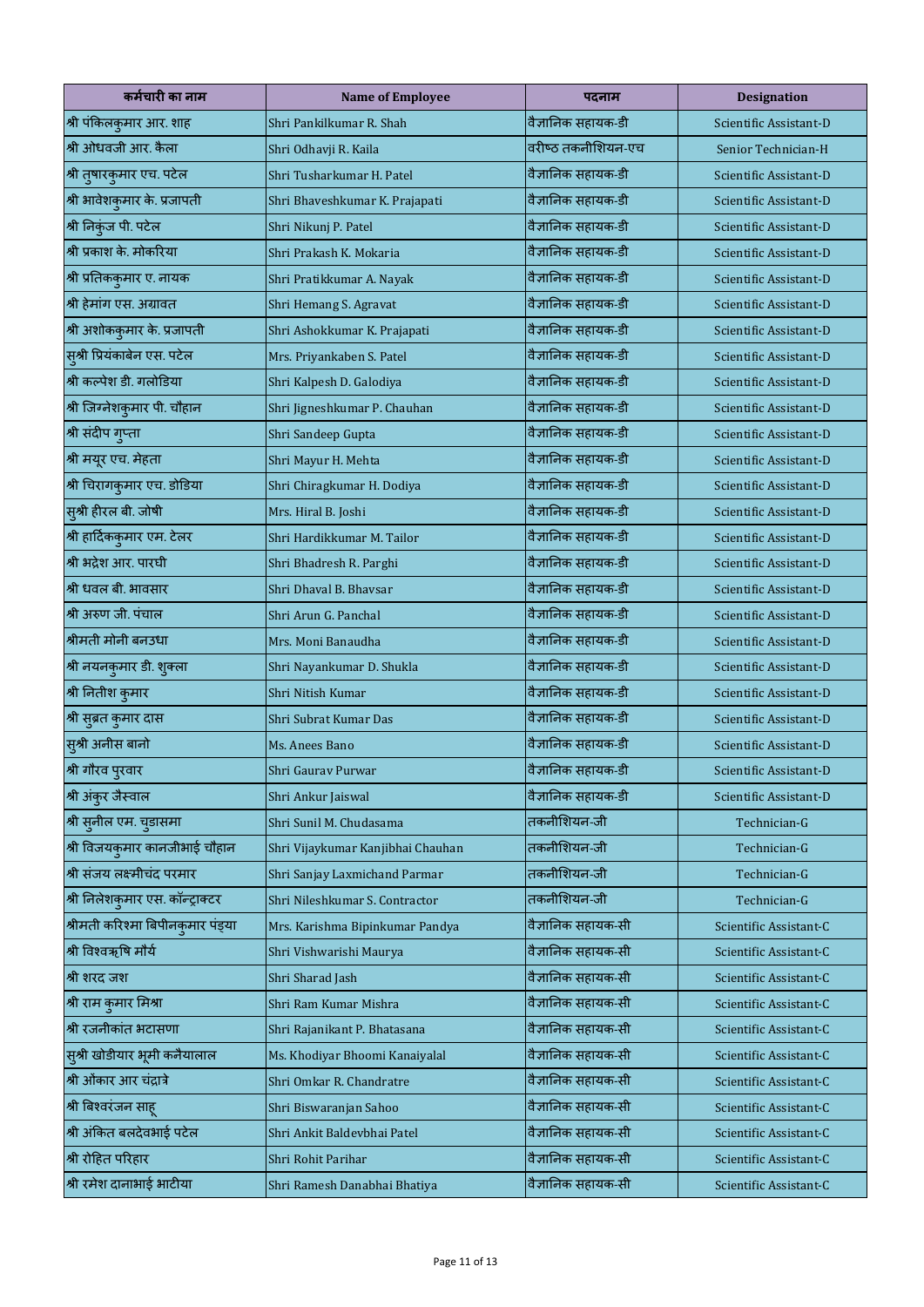| कर्मचारी का नाम | Name of Employee | पदनाम | Designation |
|---|---|---|---|
| श्री पंकिलकुमार आर. शाह | Shri Pankilkumar R. Shah | वैज्ञानिक सहायक-डी | Scientific Assistant-D |
| श्री ओधवजी आर. कैला | Shri Odhavji R. Kaila | वरीष्ठ तकनीशियन-एच | Senior Technician-H |
| श्री तुषारकुमार एच. पटेल | Shri Tusharkumar H. Patel | वैज्ञानिक सहायक-डी | Scientific Assistant-D |
| श्री भावेशकुमार के. प्रजापती | Shri Bhaveshkumar K. Prajapati | वैज्ञानिक सहायक-डी | Scientific Assistant-D |
| श्री निकुंज पी. पटेल | Shri Nikunj P. Patel | वैज्ञानिक सहायक-डी | Scientific Assistant-D |
| श्री प्रकाश के. मोकरिया | Shri Prakash K. Mokaria | वैज्ञानिक सहायक-डी | Scientific Assistant-D |
| श्री प्रतिककुमार ए. नायक | Shri Pratikkumar A. Nayak | वैज्ञानिक सहायक-डी | Scientific Assistant-D |
| श्री हेमांग एस. अग्रावत | Shri Hemang S. Agravat | वैज्ञानिक सहायक-डी | Scientific Assistant-D |
| श्री अशोककुमार के. प्रजापती | Shri Ashokkumar K. Prajapati | वैज्ञानिक सहायक-डी | Scientific Assistant-D |
| सुश्री प्रियंकाबेन एस. पटेल | Mrs. Priyankaben S. Patel | वैज्ञानिक सहायक-डी | Scientific Assistant-D |
| श्री कल्पेश डी. गलोडिया | Shri Kalpesh D. Galodiya | वैज्ञानिक सहायक-डी | Scientific Assistant-D |
| श्री जिग्नेशकुमार पी. चौहान | Shri Jigneshkumar P. Chauhan | वैज्ञानिक सहायक-डी | Scientific Assistant-D |
| श्री संदीप गुप्ता | Shri Sandeep Gupta | वैज्ञानिक सहायक-डी | Scientific Assistant-D |
| श्री मयूर एच. मेहता | Shri Mayur H. Mehta | वैज्ञानिक सहायक-डी | Scientific Assistant-D |
| श्री चिरागकुमार एच. डोडिया | Shri Chiragkumar H. Dodiya | वैज्ञानिक सहायक-डी | Scientific Assistant-D |
| सुश्री हीरल बी. जोषी | Mrs. Hiral B. Joshi | वैज्ञानिक सहायक-डी | Scientific Assistant-D |
| श्री हार्दिककुमार एम. टेलर | Shri Hardikkumar M. Tailor | वैज्ञानिक सहायक-डी | Scientific Assistant-D |
| श्री भद्रेश आर. पारघी | Shri Bhadresh R. Parghi | वैज्ञानिक सहायक-डी | Scientific Assistant-D |
| श्री धवल बी. भावसार | Shri Dhaval B. Bhavsar | वैज्ञानिक सहायक-डी | Scientific Assistant-D |
| श्री अरुण जी. पंचाल | Shri Arun G. Panchal | वैज्ञानिक सहायक-डी | Scientific Assistant-D |
| श्रीमती मोनी बनउधा | Mrs. Moni Banaudha | वैज्ञानिक सहायक-डी | Scientific Assistant-D |
| श्री नयनकुमार डी. शुक्ला | Shri Nayankumar D. Shukla | वैज्ञानिक सहायक-डी | Scientific Assistant-D |
| श्री नितीश कुमार | Shri Nitish Kumar | वैज्ञानिक सहायक-डी | Scientific Assistant-D |
| श्री सुब्रत कुमार दास | Shri Subrat Kumar Das | वैज्ञानिक सहायक-डी | Scientific Assistant-D |
| सुश्री अनीस बानो | Ms. Anees Bano | वैज्ञानिक सहायक-डी | Scientific Assistant-D |
| श्री गौरव पुरवार | Shri Gaurav Purwar | वैज्ञानिक सहायक-डी | Scientific Assistant-D |
| श्री अंकुर जैस्वाल | Shri Ankur Jaiswal | वैज्ञानिक सहायक-डी | Scientific Assistant-D |
| श्री सुनील एम. चुडासमा | Shri Sunil M. Chudasama | तकनीशियन-जी | Technician-G |
| श्री विजयकुमार कानजीभाई चौहान | Shri Vijaykumar Kanjibhai Chauhan | तकनीशियन-जी | Technician-G |
| श्री संजय लक्ष्मीचंद परमार | Shri Sanjay Laxmichand Parmar | तकनीशियन-जी | Technician-G |
| श्री निलेशकुमार एस. कॉन्ट्राक्टर | Shri Nileshkumar S. Contractor | तकनीशियन-जी | Technician-G |
| श्रीमती करिश्मा बिपीनकुमार पंड्या | Mrs. Karishma Bipinkumar Pandya | वैज्ञानिक सहायक-सी | Scientific Assistant-C |
| श्री विश्वऋषि मौर्य | Shri Vishwarishi Maurya | वैज्ञानिक सहायक-सी | Scientific Assistant-C |
| श्री शरद जश | Shri Sharad Jash | वैज्ञानिक सहायक-सी | Scientific Assistant-C |
| श्री राम कुमार मिश्रा | Shri Ram Kumar Mishra | वैज्ञानिक सहायक-सी | Scientific Assistant-C |
| श्री रजनीकांत भटासणा | Shri Rajanikant P. Bhatasana | वैज्ञानिक सहायक-सी | Scientific Assistant-C |
| सुश्री खोडीयार भूमी कनैयालाल | Ms. Khodiyar Bhoomi Kanaiyalal | वैज्ञानिक सहायक-सी | Scientific Assistant-C |
| श्री ओंकार आर चंद्रात्रे | Shri Omkar R. Chandratre | वैज्ञानिक सहायक-सी | Scientific Assistant-C |
| श्री बिश्वरंजन साहू | Shri Biswaranjan Sahoo | वैज्ञानिक सहायक-सी | Scientific Assistant-C |
| श्री अंकित बलदेवभाई पटेल | Shri Ankit Baldevbhai Patel | वैज्ञानिक सहायक-सी | Scientific Assistant-C |
| श्री रोहित परिहार | Shri Rohit Parihar | वैज्ञानिक सहायक-सी | Scientific Assistant-C |
| श्री रमेश दानाभाई भाटीया | Shri Ramesh Danabhai Bhatiya | वैज्ञानिक सहायक-सी | Scientific Assistant-C |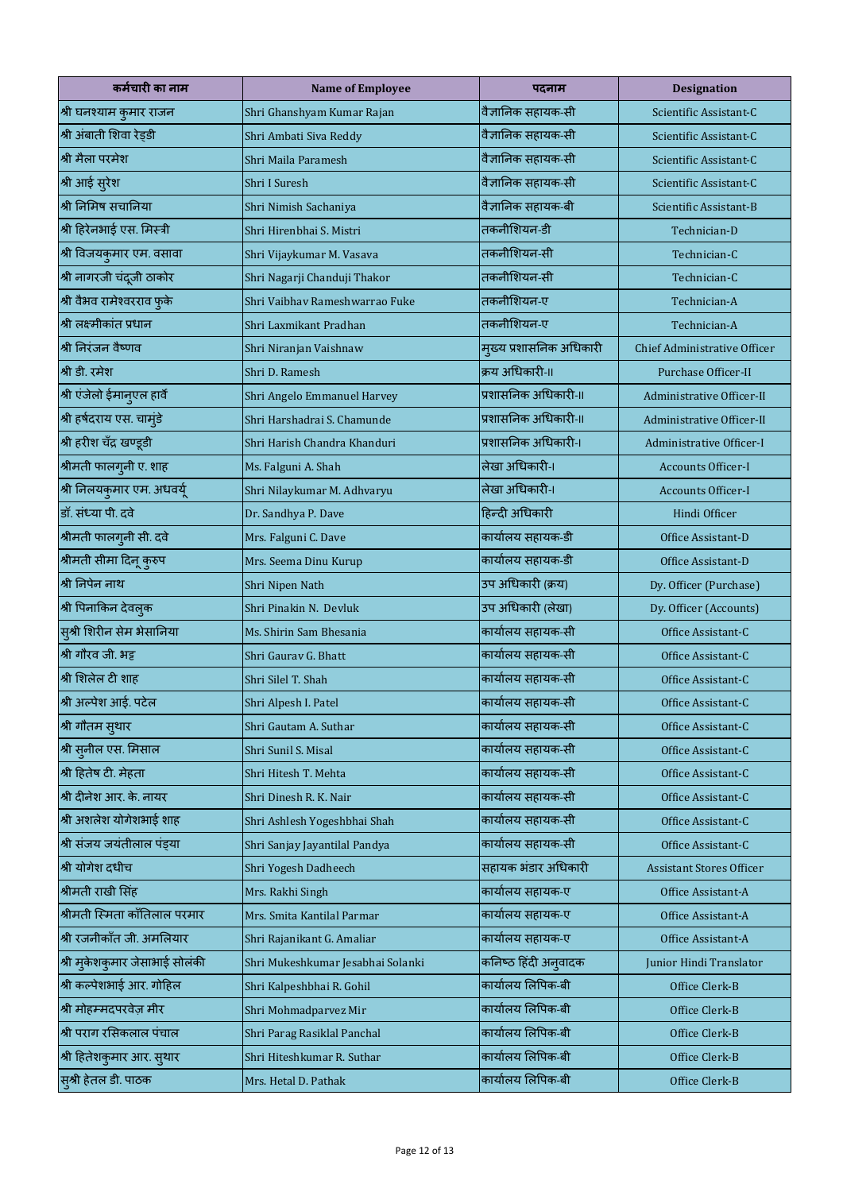| कर्मचारी का नाम | Name of Employee | पदनाम | Designation |
|---|---|---|---|
| श्री घनश्याम कुमार राजन | Shri Ghanshyam Kumar Rajan | वैज्ञानिक सहायक-सी | Scientific Assistant-C |
| श्री अंबाती शिवा रेड्डी | Shri Ambati Siva Reddy | वैज्ञानिक सहायक-सी | Scientific Assistant-C |
| श्री मैला परमेश | Shri Maila Paramesh | वैज्ञानिक सहायक-सी | Scientific Assistant-C |
| श्री आई सुरेश | Shri I Suresh | वैज्ञानिक सहायक-सी | Scientific Assistant-C |
| श्री निमिष सचानिया | Shri Nimish Sachaniya | वैज्ञानिक सहायक-बी | Scientific Assistant-B |
| श्री हिरेनभाई एस. मिस्त्री | Shri Hirenbhai S. Mistri | तकनीशियन-डी | Technician-D |
| श्री विजयकुमार एम. वसावा | Shri Vijaykumar M. Vasava | तकनीशियन-सी | Technician-C |
| श्री नागरजी चंदूजी ठाकोर | Shri Nagarji Chanduji Thakor | तकनीशियन-सी | Technician-C |
| श्री वैभव रामेश्वरराव फुके | Shri Vaibhav Rameshwarrao Fuke | तकनीशियन-ए | Technician-A |
| श्री लक्ष्मीकांत प्रधान | Shri Laxmikant Pradhan | तकनीशियन-ए | Technician-A |
| श्री निरंजन वैष्णव | Shri Niranjan Vaishnaw | मुख्य प्रशासनिक अधिकारी | Chief Administrative Officer |
| श्री डी. रमेश | Shri D. Ramesh | क्रय अधिकारी-II | Purchase Officer-II |
| श्री एंजेलो ईमानुएल हार्वे | Shri Angelo Emmanuel Harvey | प्रशासनिक अधिकारी-II | Administrative Officer-II |
| श्री हर्षदराय एस. चामुंडे | Shri Harshadrai S. Chamunde | प्रशासनिक अधिकारी-II | Administrative Officer-II |
| श्री हरीश चँद्र खण्डूडी | Shri Harish Chandra Khanduri | प्रशासनिक अधिकारी-I | Administrative Officer-I |
| श्रीमती फालगुनी ए. शाह | Ms. Falguni A. Shah | लेखा अधिकारी-I | Accounts Officer-I |
| श्री निलयकुमार एम. अधवर्यू | Shri Nilaykumar M. Adhvaryu | लेखा अधिकारी-I | Accounts Officer-I |
| डॉ. संध्या पी. दवे | Dr. Sandhya P. Dave | हिन्दी अधिकारी | Hindi Officer |
| श्रीमती फालगुनी सी. दवे | Mrs. Falguni C. Dave | कार्यालय सहायक-डी | Office Assistant-D |
| श्रीमती सीमा दिनू कुरुप | Mrs. Seema Dinu Kurup | कार्यालय सहायक-डी | Office Assistant-D |
| श्री निपेन नाथ | Shri Nipen Nath | उप अधिकारी (क्रय) | Dy. Officer (Purchase) |
| श्री पिनाकिन देवलुक | Shri Pinakin N. Devluk | उप अधिकारी (लेखा) | Dy. Officer (Accounts) |
| सुश्री शिरीन सेम भेसानिया | Ms. Shirin Sam Bhesania | कार्यालय सहायक-सी | Office Assistant-C |
| श्री गौरव जी. भट्ट | Shri Gaurav G. Bhatt | कार्यालय सहायक-सी | Office Assistant-C |
| श्री शिलेल टी शाह | Shri Silel T. Shah | कार्यालय सहायक-सी | Office Assistant-C |
| श्री अल्पेश आई. पटेल | Shri Alpesh I. Patel | कार्यालय सहायक-सी | Office Assistant-C |
| श्री गौतम सुथार | Shri Gautam A. Suthar | कार्यालय सहायक-सी | Office Assistant-C |
| श्री सुनील एस. मिसाल | Shri Sunil S. Misal | कार्यालय सहायक-सी | Office Assistant-C |
| श्री हितेष टी. मेहता | Shri Hitesh T. Mehta | कार्यालय सहायक-सी | Office Assistant-C |
| श्री दीनेश आर. के. नायर | Shri Dinesh R. K. Nair | कार्यालय सहायक-सी | Office Assistant-C |
| श्री अशलेश योगेशभाई शाह | Shri Ashlesh Yogeshbhai Shah | कार्यालय सहायक-सी | Office Assistant-C |
| श्री संजय जयंतीलाल पंड्या | Shri Sanjay Jayantilal Pandya | कार्यालय सहायक-सी | Office Assistant-C |
| श्री योगेश दधीच | Shri Yogesh Dadheech | सहायक भंडार अधिकारी | Assistant Stores Officer |
| श्रीमती राखी सिंह | Mrs. Rakhi Singh | कार्यालय सहायक-ए | Office Assistant-A |
| श्रीमती स्मिता काँतिलाल परमार | Mrs. Smita Kantilal Parmar | कार्यालय सहायक-ए | Office Assistant-A |
| श्री रजनीकाँत जी. अमलियार | Shri Rajanikant G. Amaliar | कार्यालय सहायक-ए | Office Assistant-A |
| श्री मुकेशकुमार जेसाभाई सोलंकी | Shri Mukeshkumar Jesabhai Solanki | कनिष्ठ हिंदी अनुवादक | Junior Hindi Translator |
| श्री कल्पेशभाई आर. गोहिल | Shri Kalpeshbhai R. Gohil | कार्यालय लिपिक-बी | Office Clerk-B |
| श्री मोहम्मदपरवेज़ मीर | Shri Mohmadparvez Mir | कार्यालय लिपिक-बी | Office Clerk-B |
| श्री पराग रसिकलाल पंचाल | Shri Parag Rasiklal Panchal | कार्यालय लिपिक-बी | Office Clerk-B |
| श्री हितेशकुमार आर. सुथार | Shri Hiteshkumar R. Suthar | कार्यालय लिपिक-बी | Office Clerk-B |
| सुश्री हेतल डी. पाठक | Mrs. Hetal D. Pathak | कार्यालय लिपिक-बी | Office Clerk-B |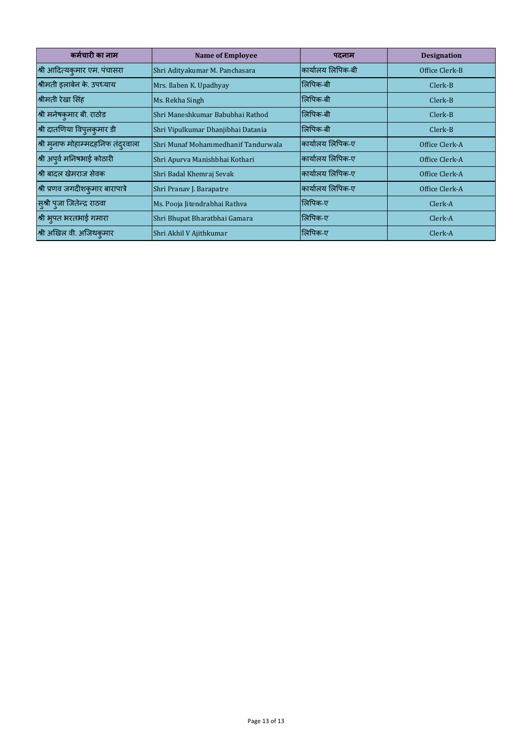| कर्मचारी का नाम | Name of Employee | पदनाम | Designation |
|---|---|---|---|
| श्री आदित्यकुमार एम. पंचासरा | Shri Adityakumar M. Panchasara | कार्यालय लिपिक-बी | Office Clerk-B |
| श्रीमती इलाबेन के. उपध्याय | Mrs. Ilaben K. Upadhyay | लिपिक-बी | Clerk-B |
| श्रीमती रेखा सिंह | Ms. Rekha Singh | लिपिक-बी | Clerk-B |
| श्री मनेषकुमार बी. राठोड | Shri Maneshkumar Babubhai Rathod | लिपिक-बी | Clerk-B |
| श्री दातणिया विपुलकुमार डी | Shri Vipulkumar Dhanjibhai Datania | लिपिक-बी | Clerk-B |
| श्री मुनाफ मोहाम्मदहनिफ तंदुरवाला | Shri Munaf Mohammedhanif Tandurwala | कार्यालय लिपिक-ए | Office Clerk-A |
| श्री अपुर्व मनिषभाई कोठारी | Shri Apurva Manishbhai Kothari | कार्यालय लिपिक-ए | Office Clerk-A |
| श्री बादल खेमराज सेवक | Shri Badal Khemraj Sevak | कार्यालय लिपिक-ए | Office Clerk-A |
| श्री प्रणव जगदीशकुमार बारापात्रे | Shri Pranav J. Barapatre | कार्यालय लिपिक-ए | Office Clerk-A |
| सुश्री पुजा जितेन्द्र राठवा | Ms. Pooja Jitendrabhai Rathva | लिपिक-ए | Clerk-A |
| श्री भुपत भरतभाई गमारा | Shri Bhupat Bharatbhai Gamara | लिपिक-ए | Clerk-A |
| श्री अखिल वी. अजिथकुमार | Shri Akhil V Ajithkumar | लिपिक-ए | Clerk-A |